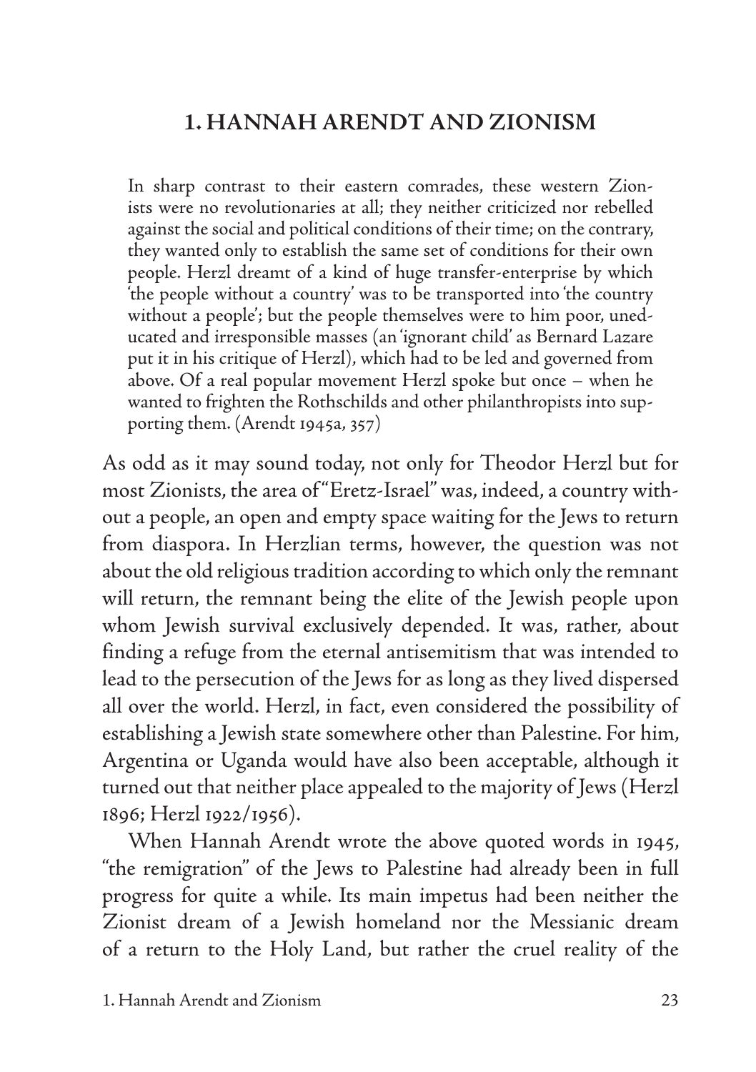# 1. HANNAH ARENDT AND ZIONISM

> In sharp contrast to their eastern comrades, these western Zionists were no revolutionaries at all; they neither criticized nor rebelled against the social and political conditions of their time; on the contrary, they wanted only to establish the same set of conditions for their own people. Herzl dreamt of a kind of huge transfer-enterprise by which 'the people without a country' was to be transported into 'the country without a people'; but the people themselves were to him poor, uneducated and irresponsible masses (an 'ignorant child' as Bernard Lazare put it in his critique of Herzl), which had to be led and governed from above. Of a real popular movement Herzl spoke but once – when he wanted to frighten the Rothschilds and other philanthropists into supporting them. (Arendt 1945a, 357)

As odd as it may sound today, not only for Theodor Herzl but for most Zionists, the area of "Eretz-Israel" was, indeed, a country without a people, an open and empty space waiting for the Jews to return from diaspora. In Herzlian terms, however, the question was not about the old religious tradition according to which only the remnant will return, the remnant being the elite of the Jewish people upon whom Jewish survival exclusively depended. It was, rather, about finding a refuge from the eternal antisemitism that was intended to lead to the persecution of the Jews for as long as they lived dispersed all over the world. Herzl, in fact, even considered the possibility of establishing a Jewish state somewhere other than Palestine. For him, Argentina or Uganda would have also been acceptable, although it turned out that neither place appealed to the majority of Jews (Herzl 1896; Herzl 1922/1956).

When Hannah Arendt wrote the above quoted words in 1945, "the remigration" of the Jews to Palestine had already been in full progress for quite a while. Its main impetus had been neither the Zionist dream of a Jewish homeland nor the Messianic dream of a return to the Holy Land, but rather the cruel reality of the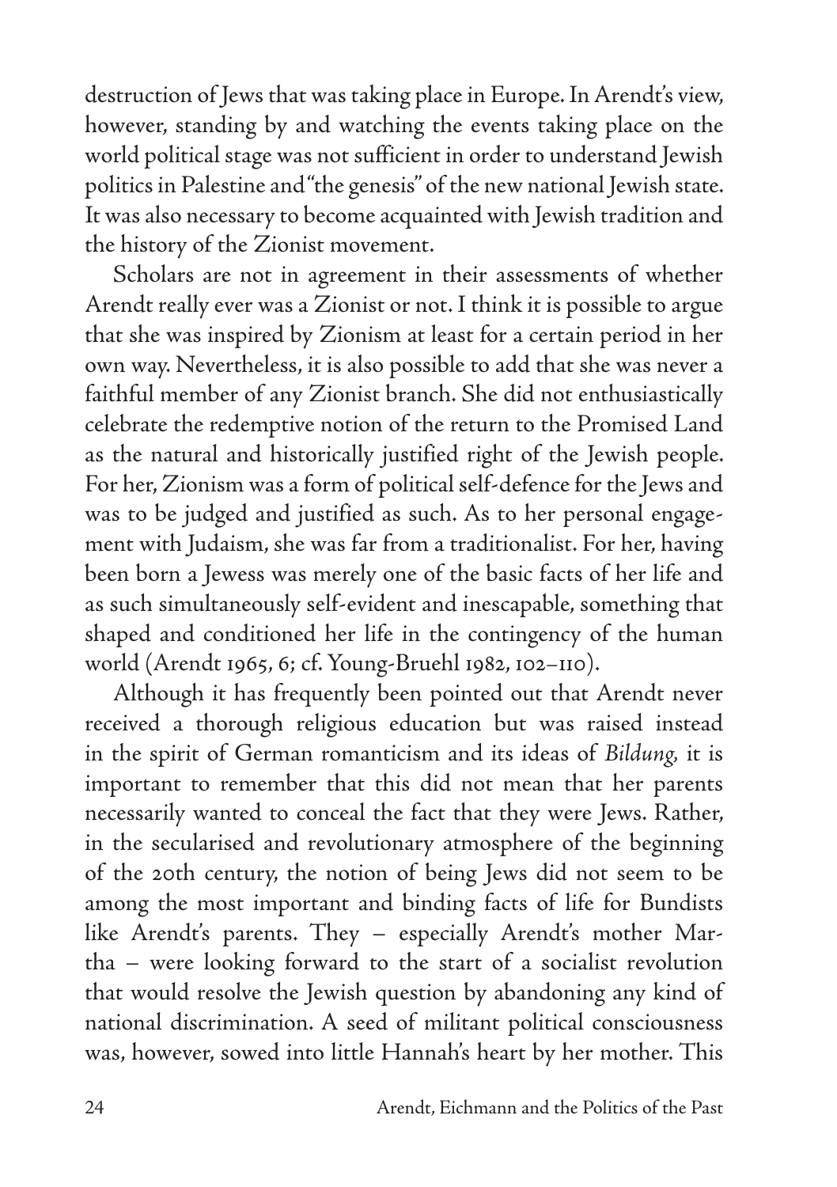destruction of Jews that was taking place in Europe. In Arendt's view, however, standing by and watching the events taking place on the world political stage was not sufficient in order to understand Jewish politics in Palestine and "the genesis" of the new national Jewish state. It was also necessary to become acquainted with Jewish tradition and the history of the Zionist movement.

Scholars are not in agreement in their assessments of whether Arendt really ever was a Zionist or not. I think it is possible to argue that she was inspired by Zionism at least for a certain period in her own way. Nevertheless, it is also possible to add that she was never a faithful member of any Zionist branch. She did not enthusiastically celebrate the redemptive notion of the return to the Promised Land as the natural and historically justified right of the Jewish people. For her, Zionism was a form of political self-defence for the Jews and was to be judged and justified as such. As to her personal engagement with Judaism, she was far from a traditionalist. For her, having been born a Jewess was merely one of the basic facts of her life and as such simultaneously self-evident and inescapable, something that shaped and conditioned her life in the contingency of the human world (Arendt 1965, 6; cf. Young-Bruehl 1982, 102–110).

Although it has frequently been pointed out that Arendt never received a thorough religious education but was raised instead in the spirit of German romanticism and its ideas of *Bildung*, it is important to remember that this did not mean that her parents necessarily wanted to conceal the fact that they were Jews. Rather, in the secularised and revolutionary atmosphere of the beginning of the 20th century, the notion of being Jews did not seem to be among the most important and binding facts of life for Bundists like Arendt's parents. They – especially Arendt's mother Martha – were looking forward to the start of a socialist revolution that would resolve the Jewish question by abandoning any kind of national discrimination. A seed of militant political consciousness was, however, sowed into little Hannah's heart by her mother. This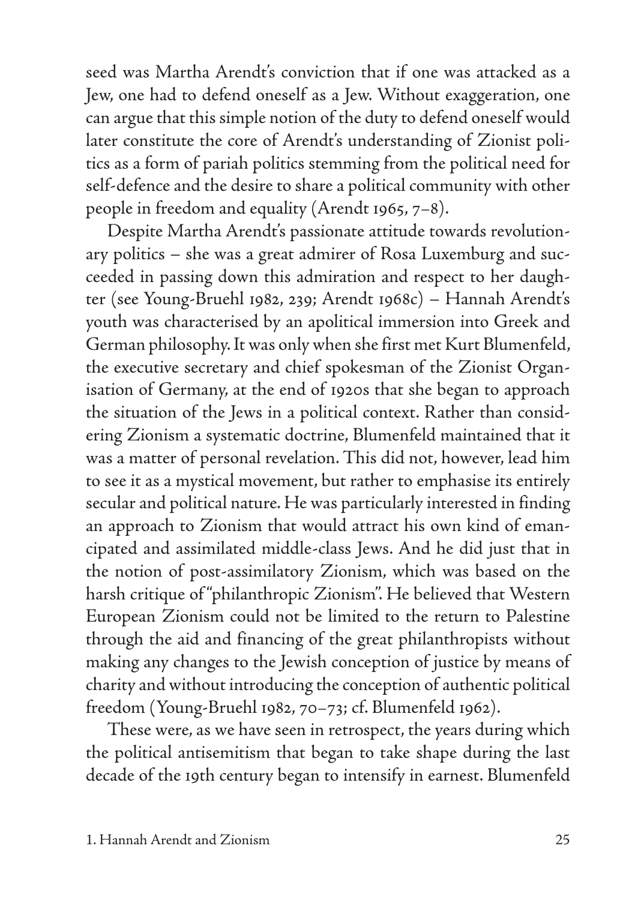seed was Martha Arendt's conviction that if one was attacked as a Jew, one had to defend oneself as a Jew. Without exaggeration, one can argue that this simple notion of the duty to defend oneself would later constitute the core of Arendt's understanding of Zionist politics as a form of pariah politics stemming from the political need for self-defence and the desire to share a political community with other people in freedom and equality (Arendt 1965, 7–8).

Despite Martha Arendt's passionate attitude towards revolutionary politics – she was a great admirer of Rosa Luxemburg and succeeded in passing down this admiration and respect to her daughter (see Young-Bruehl 1982, 239; Arendt 1968c) – Hannah Arendt's youth was characterised by an apolitical immersion into Greek and German philosophy. It was only when she first met Kurt Blumenfeld, the executive secretary and chief spokesman of the Zionist Organisation of Germany, at the end of 1920s that she began to approach the situation of the Jews in a political context. Rather than considering Zionism a systematic doctrine, Blumenfeld maintained that it was a matter of personal revelation. This did not, however, lead him to see it as a mystical movement, but rather to emphasise its entirely secular and political nature. He was particularly interested in finding an approach to Zionism that would attract his own kind of emancipated and assimilated middle-class Jews. And he did just that in the notion of post-assimilatory Zionism, which was based on the harsh critique of "philanthropic Zionism". He believed that Western European Zionism could not be limited to the return to Palestine through the aid and financing of the great philanthropists without making any changes to the Jewish conception of justice by means of charity and without introducing the conception of authentic political freedom (Young-Bruehl 1982, 70–73; cf. Blumenfeld 1962).

These were, as we have seen in retrospect, the years during which the political antisemitism that began to take shape during the last decade of the 19th century began to intensify in earnest. Blumenfeld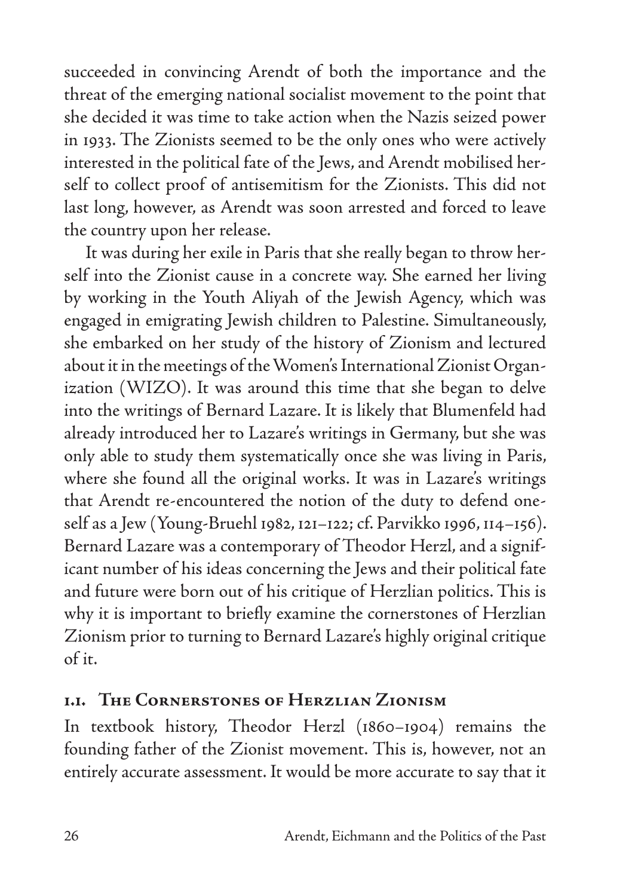succeeded in convincing Arendt of both the importance and the threat of the emerging national socialist movement to the point that she decided it was time to take action when the Nazis seized power in 1933. The Zionists seemed to be the only ones who were actively interested in the political fate of the Jews, and Arendt mobilised herself to collect proof of antisemitism for the Zionists. This did not last long, however, as Arendt was soon arrested and forced to leave the country upon her release.

It was during her exile in Paris that she really began to throw herself into the Zionist cause in a concrete way. She earned her living by working in the Youth Aliyah of the Jewish Agency, which was engaged in emigrating Jewish children to Palestine. Simultaneously, she embarked on her study of the history of Zionism and lectured about it in the meetings of the Women's International Zionist Organization (WIZO). It was around this time that she began to delve into the writings of Bernard Lazare. It is likely that Blumenfeld had already introduced her to Lazare's writings in Germany, but she was only able to study them systematically once she was living in Paris, where she found all the original works. It was in Lazare's writings that Arendt re-encountered the notion of the duty to defend oneself as a Jew (Young-Bruehl 1982, 121–122; cf. Parvikko 1996, 114–156). Bernard Lazare was a contemporary of Theodor Herzl, and a significant number of his ideas concerning the Jews and their political fate and future were born out of his critique of Herzlian politics. This is why it is important to briefly examine the cornerstones of Herzlian Zionism prior to turning to Bernard Lazare's highly original critique of it.

## 1.1. The Cornerstones of Herzlian Zionism

In textbook history, Theodor Herzl (1860–1904) remains the founding father of the Zionist movement. This is, however, not an entirely accurate assessment. It would be more accurate to say that it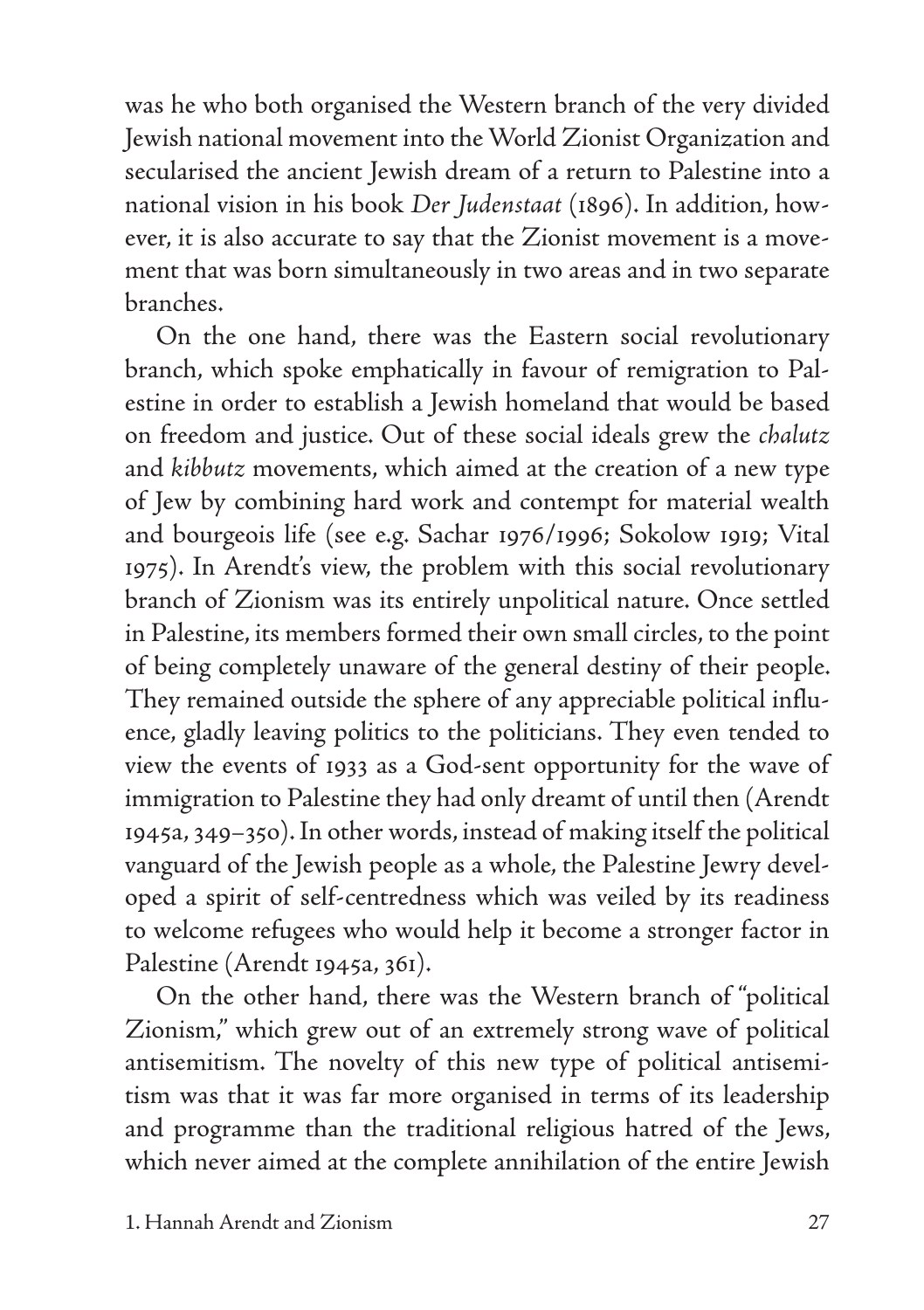was he who both organised the Western branch of the very divided Jewish national movement into the World Zionist Organization and secularised the ancient Jewish dream of a return to Palestine into a national vision in his book *Der Judenstaat* (1896). In addition, however, it is also accurate to say that the Zionist movement is a movement that was born simultaneously in two areas and in two separate branches.

On the one hand, there was the Eastern social revolutionary branch, which spoke emphatically in favour of remigration to Palestine in order to establish a Jewish homeland that would be based on freedom and justice. Out of these social ideals grew the *chalutz* and *kibbutz* movements, which aimed at the creation of a new type of Jew by combining hard work and contempt for material wealth and bourgeois life (see e.g. Sachar 1976/1996; Sokolow 1919; Vital 1975). In Arendt's view, the problem with this social revolutionary branch of Zionism was its entirely unpolitical nature. Once settled in Palestine, its members formed their own small circles, to the point of being completely unaware of the general destiny of their people. They remained outside the sphere of any appreciable political influence, gladly leaving politics to the politicians. They even tended to view the events of 1933 as a God-sent opportunity for the wave of immigration to Palestine they had only dreamt of until then (Arendt 1945a, 349–350). In other words, instead of making itself the political vanguard of the Jewish people as a whole, the Palestine Jewry developed a spirit of self-centredness which was veiled by its readiness to welcome refugees who would help it become a stronger factor in Palestine (Arendt 1945a, 361).

On the other hand, there was the Western branch of "political Zionism," which grew out of an extremely strong wave of political antisemitism. The novelty of this new type of political antisemitism was that it was far more organised in terms of its leadership and programme than the traditional religious hatred of the Jews, which never aimed at the complete annihilation of the entire Jewish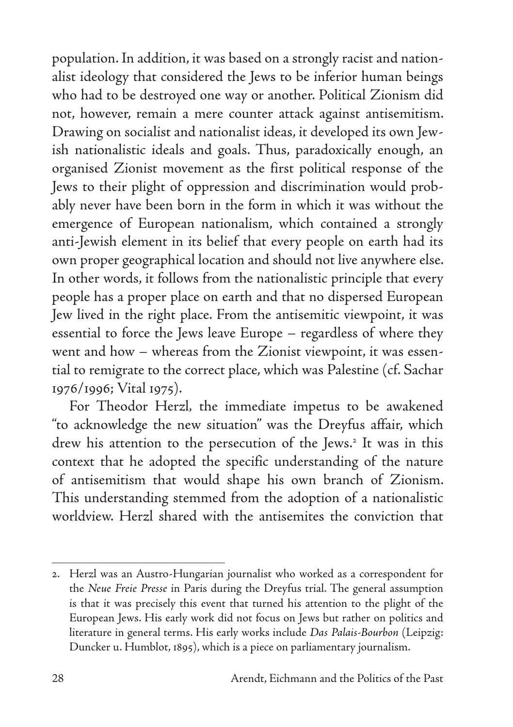population. In addition, it was based on a strongly racist and nationalist ideology that considered the Jews to be inferior human beings who had to be destroyed one way or another. Political Zionism did not, however, remain a mere counter attack against antisemitism. Drawing on socialist and nationalist ideas, it developed its own Jewish nationalistic ideals and goals. Thus, paradoxically enough, an organised Zionist movement as the first political response of the Jews to their plight of oppression and discrimination would probably never have been born in the form in which it was without the emergence of European nationalism, which contained a strongly anti-Jewish element in its belief that every people on earth had its own proper geographical location and should not live anywhere else. In other words, it follows from the nationalistic principle that every people has a proper place on earth and that no dispersed European Jew lived in the right place. From the antisemitic viewpoint, it was essential to force the Jews leave Europe – regardless of where they went and how – whereas from the Zionist viewpoint, it was essential to remigrate to the correct place, which was Palestine (cf. Sachar 1976/1996; Vital 1975).

For Theodor Herzl, the immediate impetus to be awakened "to acknowledge the new situation" was the Dreyfus affair, which drew his attention to the persecution of the Jews.[2] It was in this context that he adopted the specific understanding of the nature of antisemitism that would shape his own branch of Zionism. This understanding stemmed from the adoption of a nationalistic worldview. Herzl shared with the antisemites the conviction that

---

2. Herzl was an Austro-Hungarian journalist who worked as a correspondent for the *Neue Freie Presse* in Paris during the Dreyfus trial. The general assumption is that it was precisely this event that turned his attention to the plight of the European Jews. His early work did not focus on Jews but rather on politics and literature in general terms. His early works include *Das Palais-Bourbon* (Leipzig: Duncker u. Humblot, 1895), which is a piece on parliamentary journalism.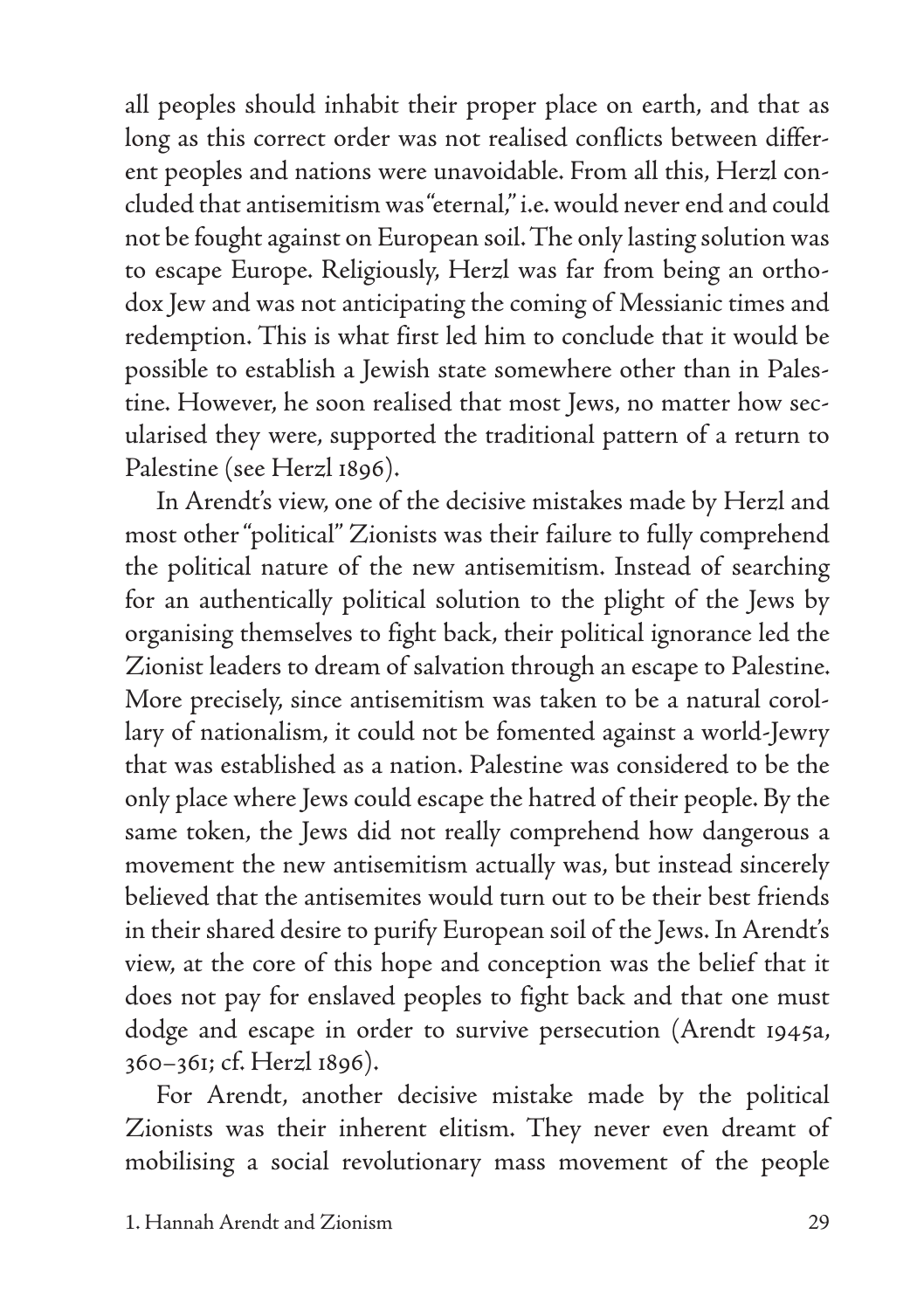all peoples should inhabit their proper place on earth, and that as long as this correct order was not realised conflicts between different peoples and nations were unavoidable. From all this, Herzl concluded that antisemitism was "eternal," i.e. would never end and could not be fought against on European soil. The only lasting solution was to escape Europe. Religiously, Herzl was far from being an orthodox Jew and was not anticipating the coming of Messianic times and redemption. This is what first led him to conclude that it would be possible to establish a Jewish state somewhere other than in Palestine. However, he soon realised that most Jews, no matter how secularised they were, supported the traditional pattern of a return to Palestine (see Herzl 1896).

In Arendt's view, one of the decisive mistakes made by Herzl and most other "political" Zionists was their failure to fully comprehend the political nature of the new antisemitism. Instead of searching for an authentically political solution to the plight of the Jews by organising themselves to fight back, their political ignorance led the Zionist leaders to dream of salvation through an escape to Palestine. More precisely, since antisemitism was taken to be a natural corollary of nationalism, it could not be fomented against a world-Jewry that was established as a nation. Palestine was considered to be the only place where Jews could escape the hatred of their people. By the same token, the Jews did not really comprehend how dangerous a movement the new antisemitism actually was, but instead sincerely believed that the antisemites would turn out to be their best friends in their shared desire to purify European soil of the Jews. In Arendt's view, at the core of this hope and conception was the belief that it does not pay for enslaved peoples to fight back and that one must dodge and escape in order to survive persecution (Arendt 1945a, 360–361; cf. Herzl 1896).

For Arendt, another decisive mistake made by the political Zionists was their inherent elitism. They never even dreamt of mobilising a social revolutionary mass movement of the people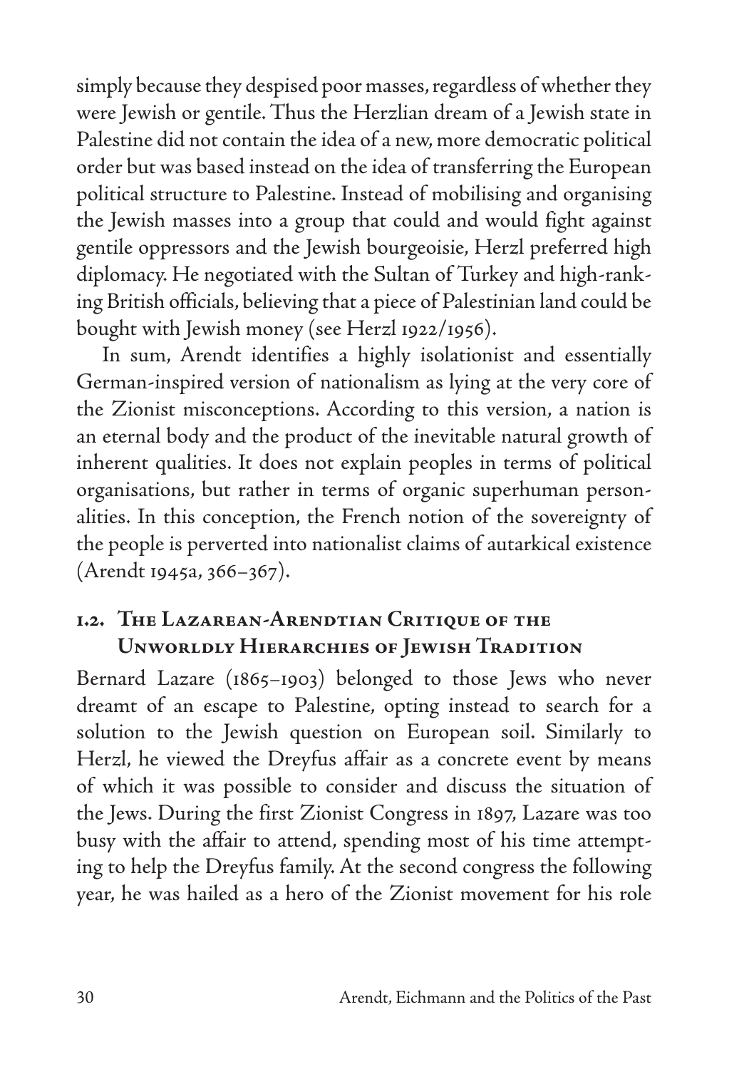simply because they despised poor masses, regardless of whether they were Jewish or gentile. Thus the Herzlian dream of a Jewish state in Palestine did not contain the idea of a new, more democratic political order but was based instead on the idea of transferring the European political structure to Palestine. Instead of mobilising and organising the Jewish masses into a group that could and would fight against gentile oppressors and the Jewish bourgeoisie, Herzl preferred high diplomacy. He negotiated with the Sultan of Turkey and high-ranking British officials, believing that a piece of Palestinian land could be bought with Jewish money (see Herzl 1922/1956).

In sum, Arendt identifies a highly isolationist and essentially German-inspired version of nationalism as lying at the very core of the Zionist misconceptions. According to this version, a nation is an eternal body and the product of the inevitable natural growth of inherent qualities. It does not explain peoples in terms of political organisations, but rather in terms of organic superhuman personalities. In this conception, the French notion of the sovereignty of the people is perverted into nationalist claims of autarkical existence (Arendt 1945a, 366–367).

## 1.2. The Lazarean-Arendtian Critique of the Unworldly Hierarchies of Jewish Tradition

Bernard Lazare (1865–1903) belonged to those Jews who never dreamt of an escape to Palestine, opting instead to search for a solution to the Jewish question on European soil. Similarly to Herzl, he viewed the Dreyfus affair as a concrete event by means of which it was possible to consider and discuss the situation of the Jews. During the first Zionist Congress in 1897, Lazare was too busy with the affair to attend, spending most of his time attempting to help the Dreyfus family. At the second congress the following year, he was hailed as a hero of the Zionist movement for his role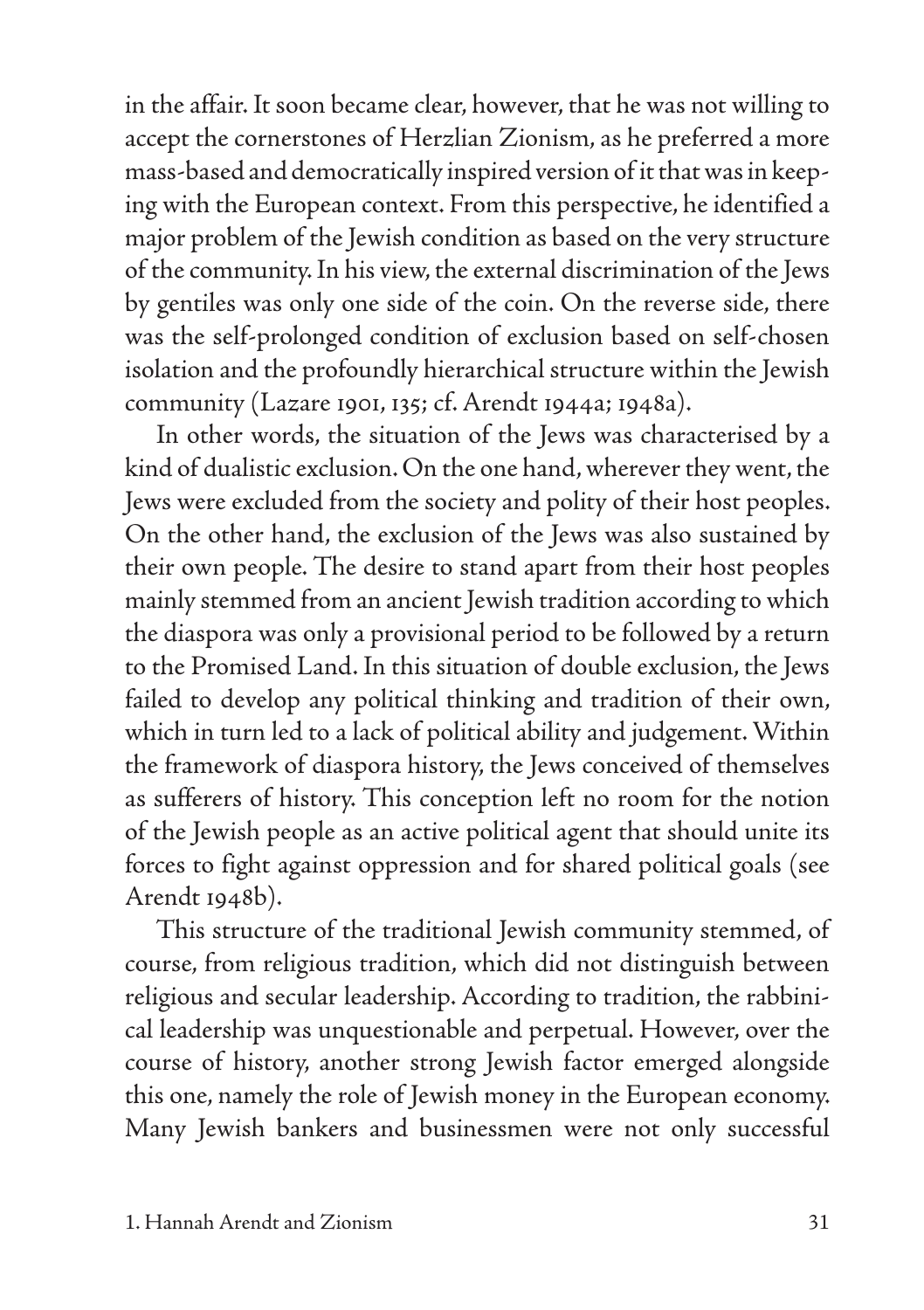in the affair. It soon became clear, however, that he was not willing to accept the cornerstones of Herzlian Zionism, as he preferred a more mass-based and democratically inspired version of it that was in keeping with the European context. From this perspective, he identified a major problem of the Jewish condition as based on the very structure of the community. In his view, the external discrimination of the Jews by gentiles was only one side of the coin. On the reverse side, there was the self-prolonged condition of exclusion based on self-chosen isolation and the profoundly hierarchical structure within the Jewish community (Lazare 1901, 135; cf. Arendt 1944a; 1948a).

In other words, the situation of the Jews was characterised by a kind of dualistic exclusion. On the one hand, wherever they went, the Jews were excluded from the society and polity of their host peoples. On the other hand, the exclusion of the Jews was also sustained by their own people. The desire to stand apart from their host peoples mainly stemmed from an ancient Jewish tradition according to which the diaspora was only a provisional period to be followed by a return to the Promised Land. In this situation of double exclusion, the Jews failed to develop any political thinking and tradition of their own, which in turn led to a lack of political ability and judgement. Within the framework of diaspora history, the Jews conceived of themselves as sufferers of history. This conception left no room for the notion of the Jewish people as an active political agent that should unite its forces to fight against oppression and for shared political goals (see Arendt 1948b).

This structure of the traditional Jewish community stemmed, of course, from religious tradition, which did not distinguish between religious and secular leadership. According to tradition, the rabbinical leadership was unquestionable and perpetual. However, over the course of history, another strong Jewish factor emerged alongside this one, namely the role of Jewish money in the European economy. Many Jewish bankers and businessmen were not only successful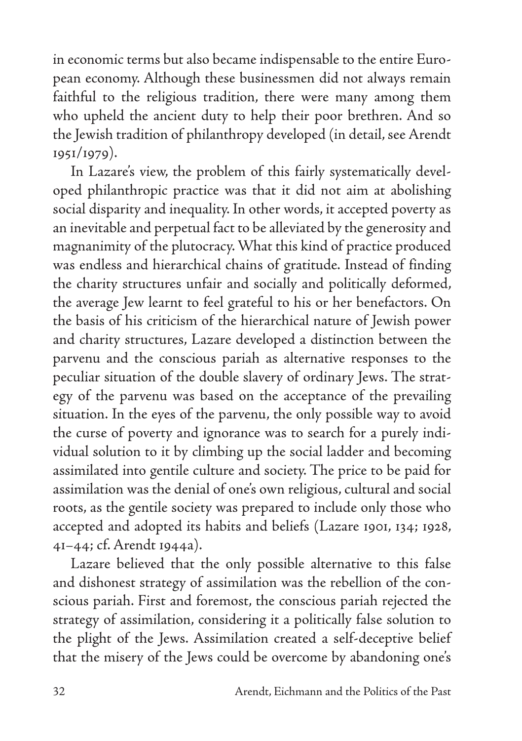in economic terms but also became indispensable to the entire European economy. Although these businessmen did not always remain faithful to the religious tradition, there were many among them who upheld the ancient duty to help their poor brethren. And so the Jewish tradition of philanthropy developed (in detail, see Arendt 1951/1979).

In Lazare's view, the problem of this fairly systematically developed philanthropic practice was that it did not aim at abolishing social disparity and inequality. In other words, it accepted poverty as an inevitable and perpetual fact to be alleviated by the generosity and magnanimity of the plutocracy. What this kind of practice produced was endless and hierarchical chains of gratitude. Instead of finding the charity structures unfair and socially and politically deformed, the average Jew learnt to feel grateful to his or her benefactors. On the basis of his criticism of the hierarchical nature of Jewish power and charity structures, Lazare developed a distinction between the parvenu and the conscious pariah as alternative responses to the peculiar situation of the double slavery of ordinary Jews. The strategy of the parvenu was based on the acceptance of the prevailing situation. In the eyes of the parvenu, the only possible way to avoid the curse of poverty and ignorance was to search for a purely individual solution to it by climbing up the social ladder and becoming assimilated into gentile culture and society. The price to be paid for assimilation was the denial of one's own religious, cultural and social roots, as the gentile society was prepared to include only those who accepted and adopted its habits and beliefs (Lazare 1901, 134; 1928, 41–44; cf. Arendt 1944a).

Lazare believed that the only possible alternative to this false and dishonest strategy of assimilation was the rebellion of the conscious pariah. First and foremost, the conscious pariah rejected the strategy of assimilation, considering it a politically false solution to the plight of the Jews. Assimilation created a self-deceptive belief that the misery of the Jews could be overcome by abandoning one's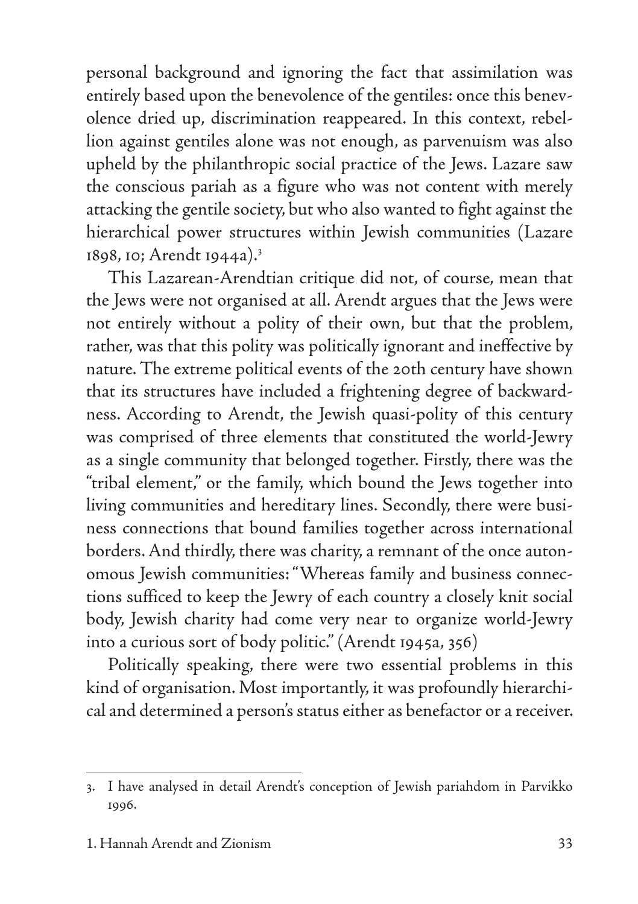personal background and ignoring the fact that assimilation was entirely based upon the benevolence of the gentiles: once this benevolence dried up, discrimination reappeared. In this context, rebellion against gentiles alone was not enough, as parvenuism was also upheld by the philanthropic social practice of the Jews. Lazare saw the conscious pariah as a figure who was not content with merely attacking the gentile society, but who also wanted to fight against the hierarchical power structures within Jewish communities (Lazare 1898, 10; Arendt 1944a).[3]

This Lazarean-Arendtian critique did not, of course, mean that the Jews were not organised at all. Arendt argues that the Jews were not entirely without a polity of their own, but that the problem, rather, was that this polity was politically ignorant and ineffective by nature. The extreme political events of the 20th century have shown that its structures have included a frightening degree of backwardness. According to Arendt, the Jewish quasi-polity of this century was comprised of three elements that constituted the world-Jewry as a single community that belonged together. Firstly, there was the "tribal element," or the family, which bound the Jews together into living communities and hereditary lines. Secondly, there were business connections that bound families together across international borders. And thirdly, there was charity, a remnant of the once autonomous Jewish communities: "Whereas family and business connections sufficed to keep the Jewry of each country a closely knit social body, Jewish charity had come very near to organize world-Jewry into a curious sort of body politic." (Arendt 1945a, 356)

Politically speaking, there were two essential problems in this kind of organisation. Most importantly, it was profoundly hierarchical and determined a person's status either as benefactor or a receiver.

---

3. I have analysed in detail Arendt's conception of Jewish pariahdom in Parvikko 1996.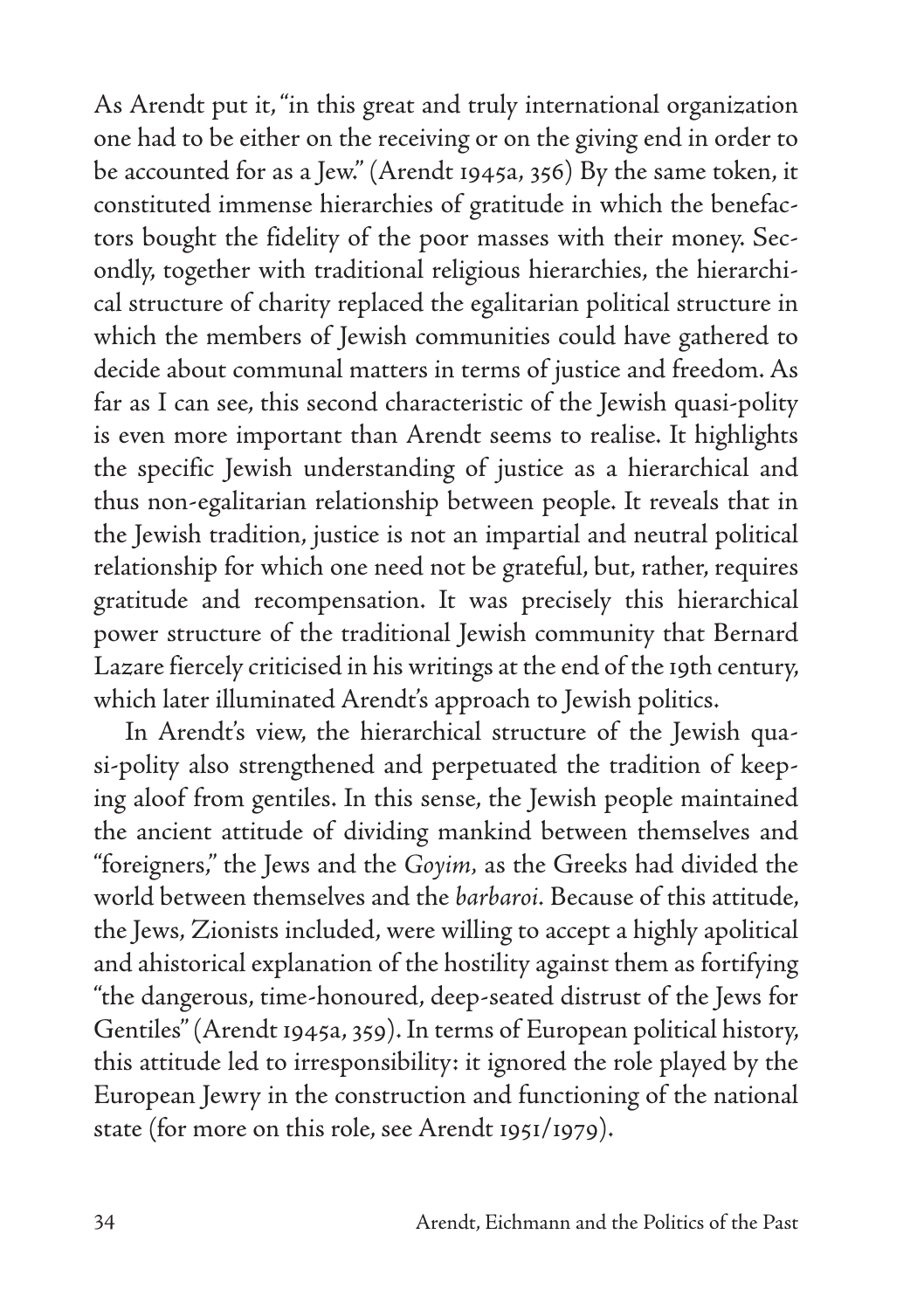As Arendt put it, "in this great and truly international organization one had to be either on the receiving or on the giving end in order to be accounted for as a Jew." (Arendt 1945a, 356) By the same token, it constituted immense hierarchies of gratitude in which the benefactors bought the fidelity of the poor masses with their money. Secondly, together with traditional religious hierarchies, the hierarchical structure of charity replaced the egalitarian political structure in which the members of Jewish communities could have gathered to decide about communal matters in terms of justice and freedom. As far as I can see, this second characteristic of the Jewish quasi-polity is even more important than Arendt seems to realise. It highlights the specific Jewish understanding of justice as a hierarchical and thus non-egalitarian relationship between people. It reveals that in the Jewish tradition, justice is not an impartial and neutral political relationship for which one need not be grateful, but, rather, requires gratitude and recompensation. It was precisely this hierarchical power structure of the traditional Jewish community that Bernard Lazare fiercely criticised in his writings at the end of the 19th century, which later illuminated Arendt's approach to Jewish politics.

In Arendt's view, the hierarchical structure of the Jewish quasi-polity also strengthened and perpetuated the tradition of keeping aloof from gentiles. In this sense, the Jewish people maintained the ancient attitude of dividing mankind between themselves and "foreigners," the Jews and the *Goyim*, as the Greeks had divided the world between themselves and the *barbaroi*. Because of this attitude, the Jews, Zionists included, were willing to accept a highly apolitical and ahistorical explanation of the hostility against them as fortifying "the dangerous, time-honoured, deep-seated distrust of the Jews for Gentiles" (Arendt 1945a, 359). In terms of European political history, this attitude led to irresponsibility: it ignored the role played by the European Jewry in the construction and functioning of the national state (for more on this role, see Arendt 1951/1979).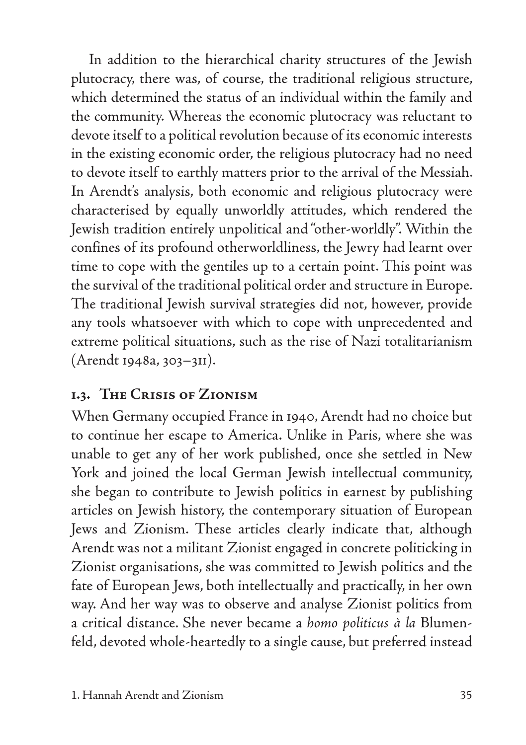In addition to the hierarchical charity structures of the Jewish plutocracy, there was, of course, the traditional religious structure, which determined the status of an individual within the family and the community. Whereas the economic plutocracy was reluctant to devote itself to a political revolution because of its economic interests in the existing economic order, the religious plutocracy had no need to devote itself to earthly matters prior to the arrival of the Messiah. In Arendt's analysis, both economic and religious plutocracy were characterised by equally unworldly attitudes, which rendered the Jewish tradition entirely unpolitical and "other-worldly". Within the confines of its profound otherworldliness, the Jewry had learnt over time to cope with the gentiles up to a certain point. This point was the survival of the traditional political order and structure in Europe. The traditional Jewish survival strategies did not, however, provide any tools whatsoever with which to cope with unprecedented and extreme political situations, such as the rise of Nazi totalitarianism (Arendt 1948a, 303–311).

## 1.3. The Crisis of Zionism

When Germany occupied France in 1940, Arendt had no choice but to continue her escape to America. Unlike in Paris, where she was unable to get any of her work published, once she settled in New York and joined the local German Jewish intellectual community, she began to contribute to Jewish politics in earnest by publishing articles on Jewish history, the contemporary situation of European Jews and Zionism. These articles clearly indicate that, although Arendt was not a militant Zionist engaged in concrete politicking in Zionist organisations, she was committed to Jewish politics and the fate of European Jews, both intellectually and practically, in her own way. And her way was to observe and analyse Zionist politics from a critical distance. She never became a *homo politicus à la* Blumenfeld, devoted whole-heartedly to a single cause, but preferred instead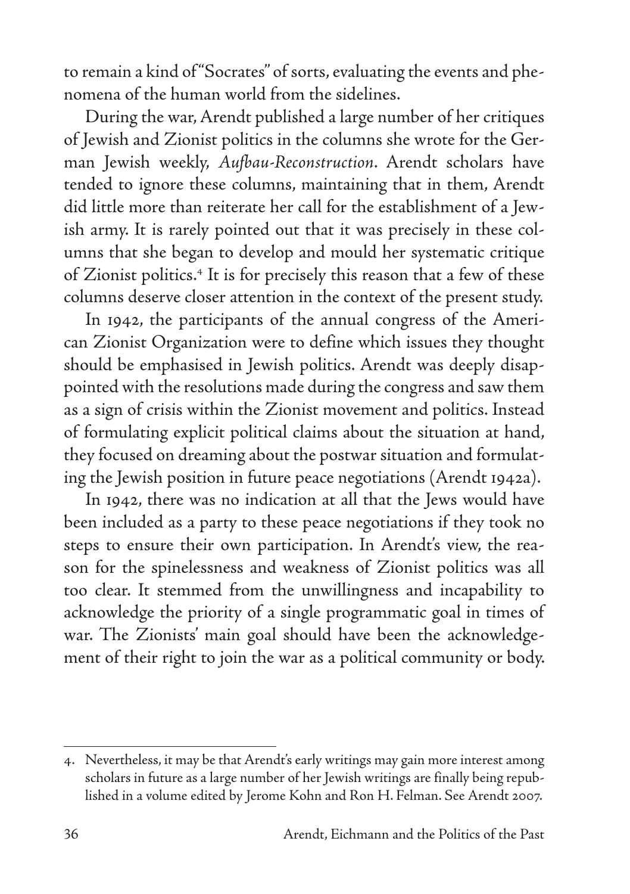to remain a kind of "Socrates" of sorts, evaluating the events and phenomena of the human world from the sidelines.

During the war, Arendt published a large number of her critiques of Jewish and Zionist politics in the columns she wrote for the German Jewish weekly, *Aufbau-Reconstruction*. Arendt scholars have tended to ignore these columns, maintaining that in them, Arendt did little more than reiterate her call for the establishment of a Jewish army. It is rarely pointed out that it was precisely in these columns that she began to develop and mould her systematic critique of Zionist politics.[4] It is for precisely this reason that a few of these columns deserve closer attention in the context of the present study.

In 1942, the participants of the annual congress of the American Zionist Organization were to define which issues they thought should be emphasised in Jewish politics. Arendt was deeply disappointed with the resolutions made during the congress and saw them as a sign of crisis within the Zionist movement and politics. Instead of formulating explicit political claims about the situation at hand, they focused on dreaming about the postwar situation and formulating the Jewish position in future peace negotiations (Arendt 1942a).

In 1942, there was no indication at all that the Jews would have been included as a party to these peace negotiations if they took no steps to ensure their own participation. In Arendt's view, the reason for the spinelessness and weakness of Zionist politics was all too clear. It stemmed from the unwillingness and incapability to acknowledge the priority of a single programmatic goal in times of war. The Zionists' main goal should have been the acknowledgement of their right to join the war as a political community or body.

---

4. Nevertheless, it may be that Arendt's early writings may gain more interest among scholars in future as a large number of her Jewish writings are finally being republished in a volume edited by Jerome Kohn and Ron H. Felman. See Arendt 2007.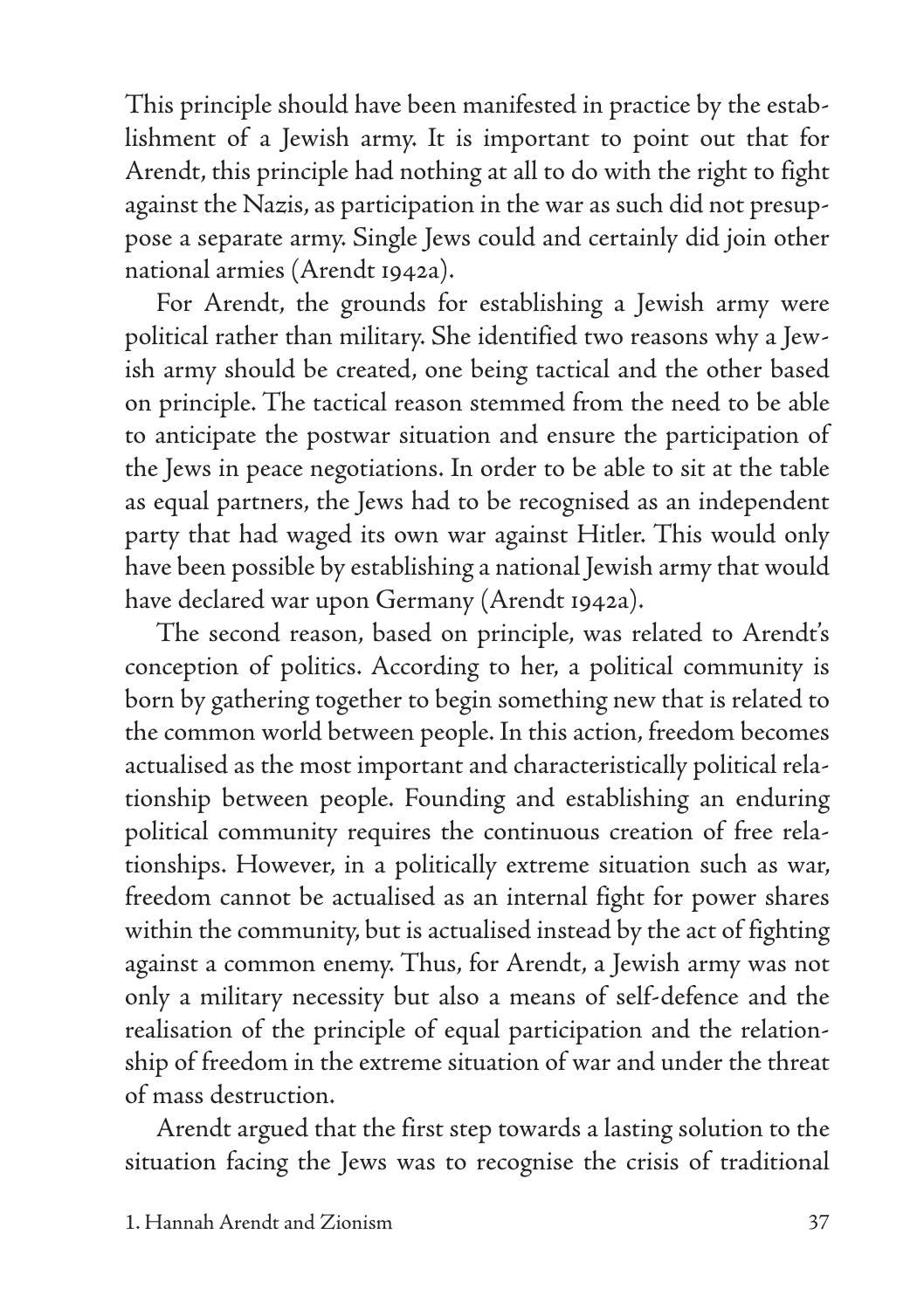This principle should have been manifested in practice by the establishment of a Jewish army. It is important to point out that for Arendt, this principle had nothing at all to do with the right to fight against the Nazis, as participation in the war as such did not presuppose a separate army. Single Jews could and certainly did join other national armies (Arendt 1942a).

For Arendt, the grounds for establishing a Jewish army were political rather than military. She identified two reasons why a Jewish army should be created, one being tactical and the other based on principle. The tactical reason stemmed from the need to be able to anticipate the postwar situation and ensure the participation of the Jews in peace negotiations. In order to be able to sit at the table as equal partners, the Jews had to be recognised as an independent party that had waged its own war against Hitler. This would only have been possible by establishing a national Jewish army that would have declared war upon Germany (Arendt 1942a).

The second reason, based on principle, was related to Arendt's conception of politics. According to her, a political community is born by gathering together to begin something new that is related to the common world between people. In this action, freedom becomes actualised as the most important and characteristically political relationship between people. Founding and establishing an enduring political community requires the continuous creation of free relationships. However, in a politically extreme situation such as war, freedom cannot be actualised as an internal fight for power shares within the community, but is actualised instead by the act of fighting against a common enemy. Thus, for Arendt, a Jewish army was not only a military necessity but also a means of self-defence and the realisation of the principle of equal participation and the relationship of freedom in the extreme situation of war and under the threat of mass destruction.

Arendt argued that the first step towards a lasting solution to the situation facing the Jews was to recognise the crisis of traditional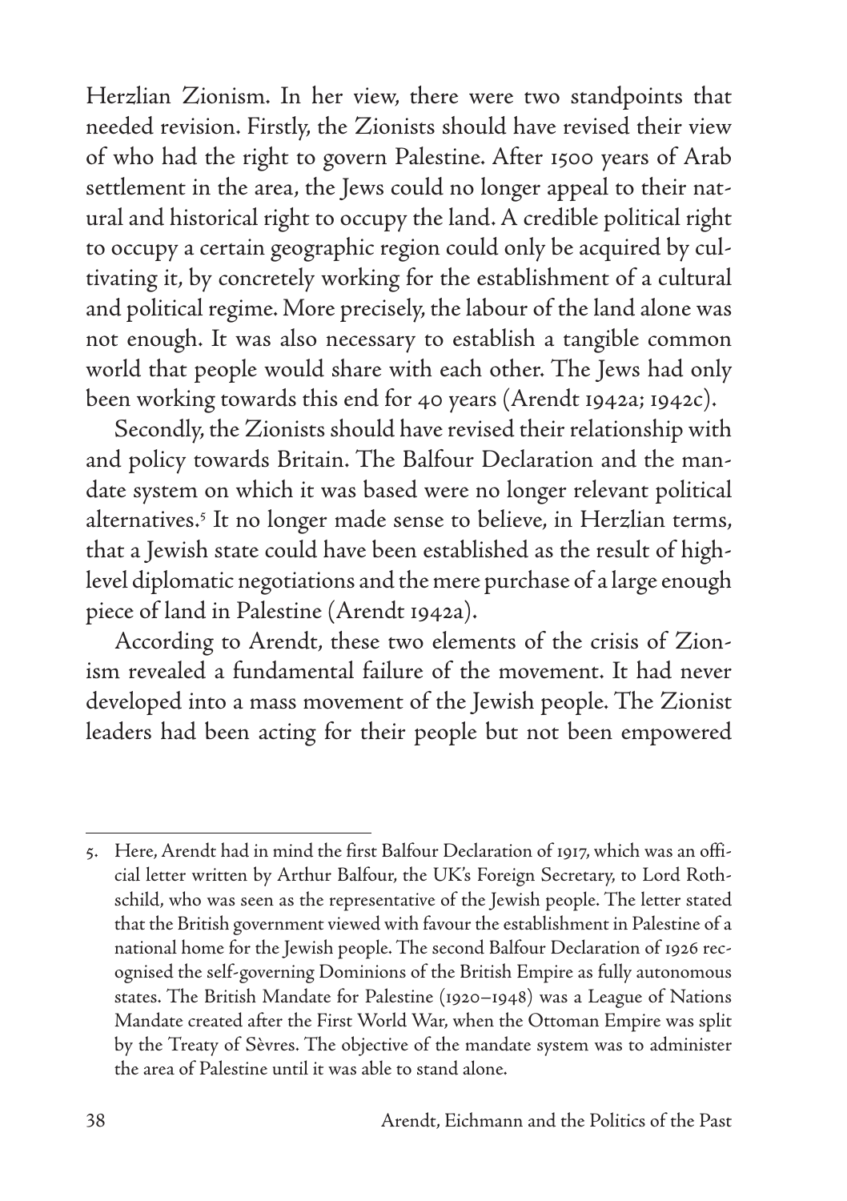Herzlian Zionism. In her view, there were two standpoints that needed revision. Firstly, the Zionists should have revised their view of who had the right to govern Palestine. After 1500 years of Arab settlement in the area, the Jews could no longer appeal to their natural and historical right to occupy the land. A credible political right to occupy a certain geographic region could only be acquired by cultivating it, by concretely working for the establishment of a cultural and political regime. More precisely, the labour of the land alone was not enough. It was also necessary to establish a tangible common world that people would share with each other. The Jews had only been working towards this end for 40 years (Arendt 1942a; 1942c).

Secondly, the Zionists should have revised their relationship with and policy towards Britain. The Balfour Declaration and the mandate system on which it was based were no longer relevant political alternatives.[5] It no longer made sense to believe, in Herzlian terms, that a Jewish state could have been established as the result of high-level diplomatic negotiations and the mere purchase of a large enough piece of land in Palestine (Arendt 1942a).

According to Arendt, these two elements of the crisis of Zionism revealed a fundamental failure of the movement. It had never developed into a mass movement of the Jewish people. The Zionist leaders had been acting for their people but not been empowered

---

5. Here, Arendt had in mind the first Balfour Declaration of 1917, which was an official letter written by Arthur Balfour, the UK's Foreign Secretary, to Lord Rothschild, who was seen as the representative of the Jewish people. The letter stated that the British government viewed with favour the establishment in Palestine of a national home for the Jewish people. The second Balfour Declaration of 1926 recognised the self-governing Dominions of the British Empire as fully autonomous states. The British Mandate for Palestine (1920–1948) was a League of Nations Mandate created after the First World War, when the Ottoman Empire was split by the Treaty of Sèvres. The objective of the mandate system was to administer the area of Palestine until it was able to stand alone.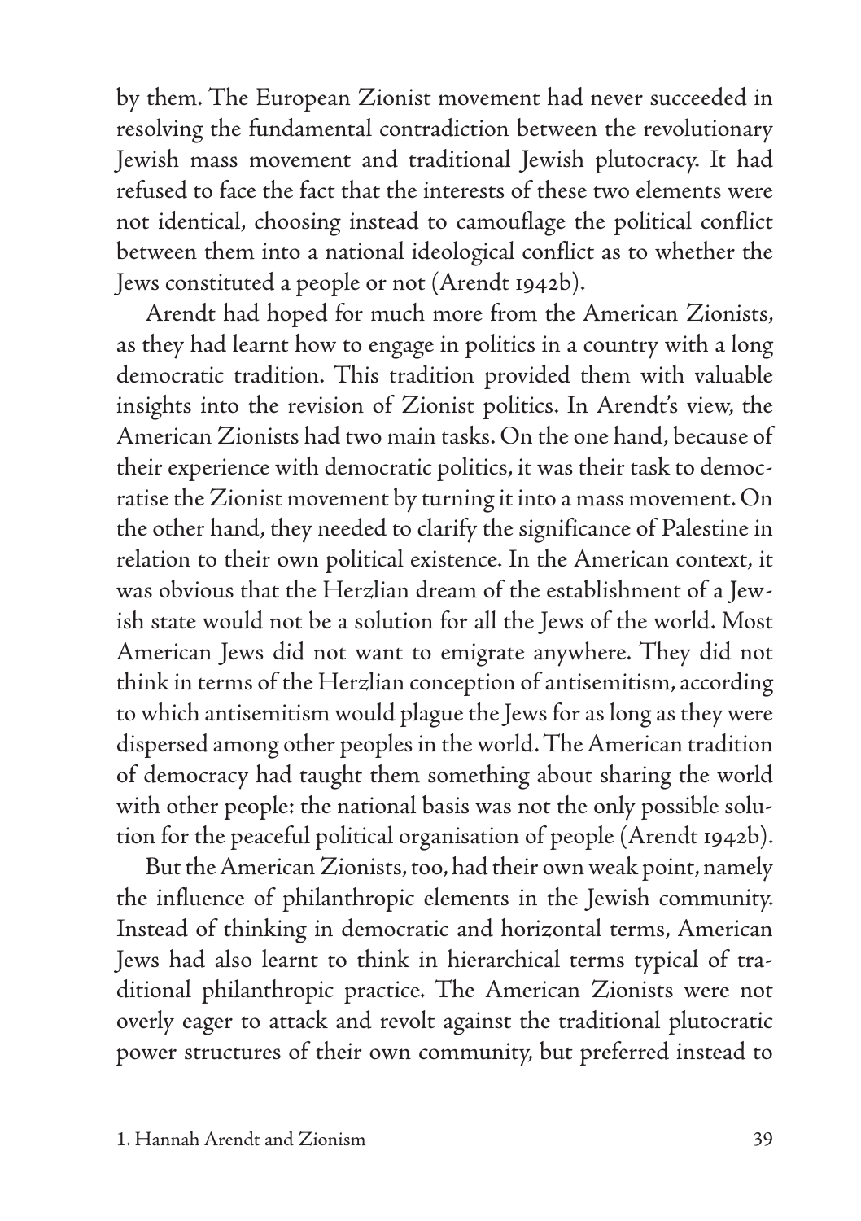by them. The European Zionist movement had never succeeded in resolving the fundamental contradiction between the revolutionary Jewish mass movement and traditional Jewish plutocracy. It had refused to face the fact that the interests of these two elements were not identical, choosing instead to camouflage the political conflict between them into a national ideological conflict as to whether the Jews constituted a people or not (Arendt 1942b).

Arendt had hoped for much more from the American Zionists, as they had learnt how to engage in politics in a country with a long democratic tradition. This tradition provided them with valuable insights into the revision of Zionist politics. In Arendt's view, the American Zionists had two main tasks. On the one hand, because of their experience with democratic politics, it was their task to democratise the Zionist movement by turning it into a mass movement. On the other hand, they needed to clarify the significance of Palestine in relation to their own political existence. In the American context, it was obvious that the Herzlian dream of the establishment of a Jewish state would not be a solution for all the Jews of the world. Most American Jews did not want to emigrate anywhere. They did not think in terms of the Herzlian conception of antisemitism, according to which antisemitism would plague the Jews for as long as they were dispersed among other peoples in the world. The American tradition of democracy had taught them something about sharing the world with other people: the national basis was not the only possible solution for the peaceful political organisation of people (Arendt 1942b).

But the American Zionists, too, had their own weak point, namely the influence of philanthropic elements in the Jewish community. Instead of thinking in democratic and horizontal terms, American Jews had also learnt to think in hierarchical terms typical of traditional philanthropic practice. The American Zionists were not overly eager to attack and revolt against the traditional plutocratic power structures of their own community, but preferred instead to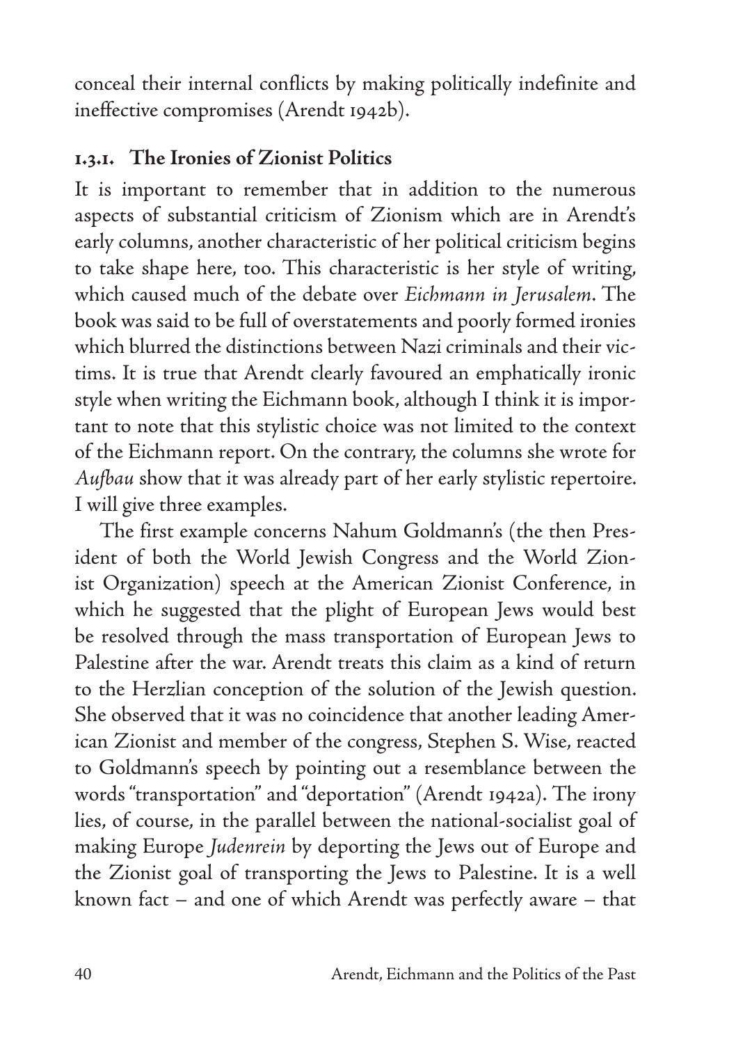conceal their internal conflicts by making politically indefinite and ineffective compromises (Arendt 1942b).

### 1.3.1. The Ironies of Zionist Politics

It is important to remember that in addition to the numerous aspects of substantial criticism of Zionism which are in Arendt's early columns, another characteristic of her political criticism begins to take shape here, too. This characteristic is her style of writing, which caused much of the debate over *Eichmann in Jerusalem*. The book was said to be full of overstatements and poorly formed ironies which blurred the distinctions between Nazi criminals and their victims. It is true that Arendt clearly favoured an emphatically ironic style when writing the Eichmann book, although I think it is important to note that this stylistic choice was not limited to the context of the Eichmann report. On the contrary, the columns she wrote for *Aufbau* show that it was already part of her early stylistic repertoire. I will give three examples.

The first example concerns Nahum Goldmann's (the then President of both the World Jewish Congress and the World Zionist Organization) speech at the American Zionist Conference, in which he suggested that the plight of European Jews would best be resolved through the mass transportation of European Jews to Palestine after the war. Arendt treats this claim as a kind of return to the Herzlian conception of the solution of the Jewish question. She observed that it was no coincidence that another leading American Zionist and member of the congress, Stephen S. Wise, reacted to Goldmann's speech by pointing out a resemblance between the words "transportation" and "deportation" (Arendt 1942a). The irony lies, of course, in the parallel between the national-socialist goal of making Europe *Judenrein* by deporting the Jews out of Europe and the Zionist goal of transporting the Jews to Palestine. It is a well known fact – and one of which Arendt was perfectly aware – that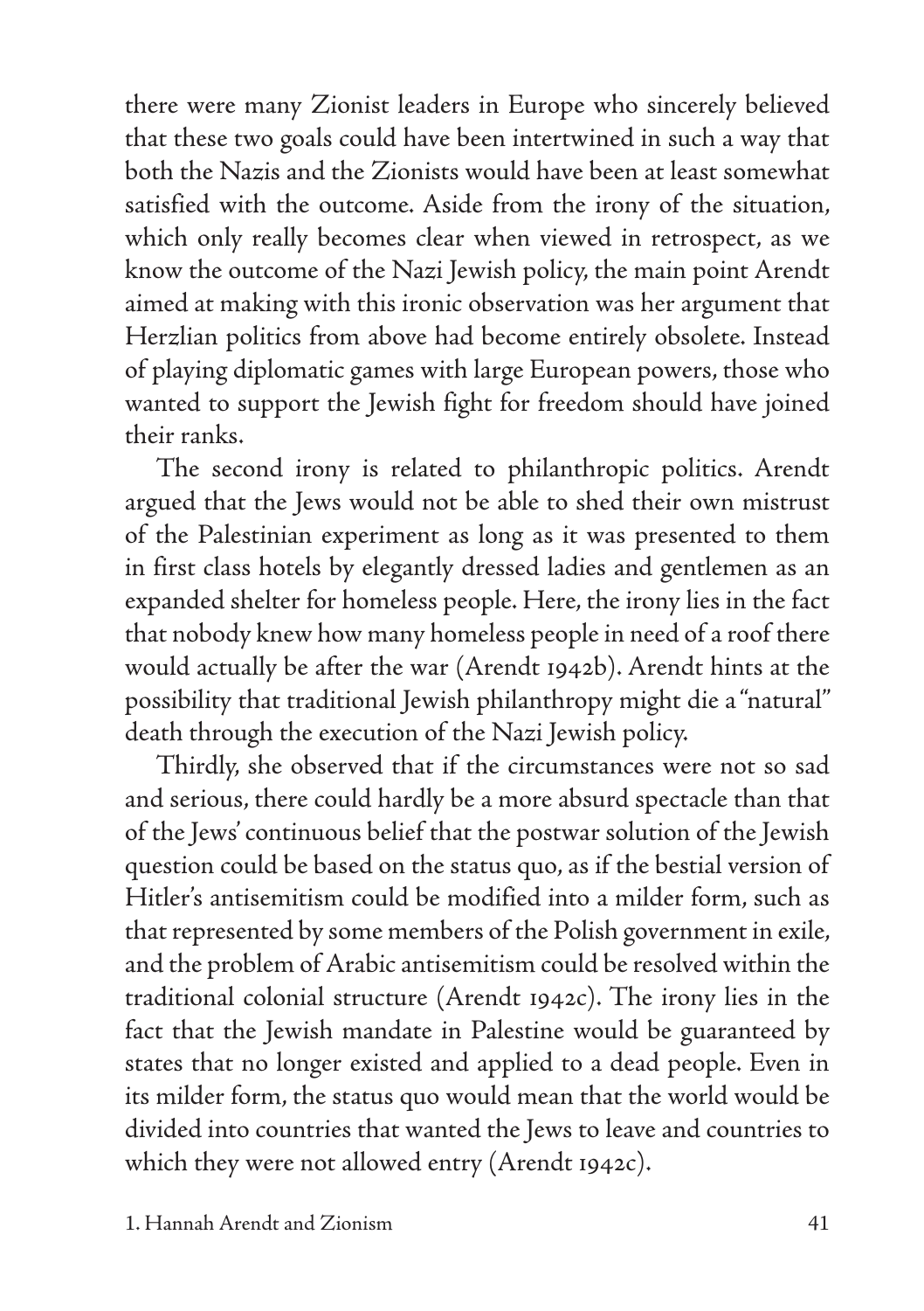there were many Zionist leaders in Europe who sincerely believed that these two goals could have been intertwined in such a way that both the Nazis and the Zionists would have been at least somewhat satisfied with the outcome. Aside from the irony of the situation, which only really becomes clear when viewed in retrospect, as we know the outcome of the Nazi Jewish policy, the main point Arendt aimed at making with this ironic observation was her argument that Herzlian politics from above had become entirely obsolete. Instead of playing diplomatic games with large European powers, those who wanted to support the Jewish fight for freedom should have joined their ranks.

The second irony is related to philanthropic politics. Arendt argued that the Jews would not be able to shed their own mistrust of the Palestinian experiment as long as it was presented to them in first class hotels by elegantly dressed ladies and gentlemen as an expanded shelter for homeless people. Here, the irony lies in the fact that nobody knew how many homeless people in need of a roof there would actually be after the war (Arendt 1942b). Arendt hints at the possibility that traditional Jewish philanthropy might die a "natural" death through the execution of the Nazi Jewish policy.

Thirdly, she observed that if the circumstances were not so sad and serious, there could hardly be a more absurd spectacle than that of the Jews' continuous belief that the postwar solution of the Jewish question could be based on the status quo, as if the bestial version of Hitler's antisemitism could be modified into a milder form, such as that represented by some members of the Polish government in exile, and the problem of Arabic antisemitism could be resolved within the traditional colonial structure (Arendt 1942c). The irony lies in the fact that the Jewish mandate in Palestine would be guaranteed by states that no longer existed and applied to a dead people. Even in its milder form, the status quo would mean that the world would be divided into countries that wanted the Jews to leave and countries to which they were not allowed entry (Arendt 1942c).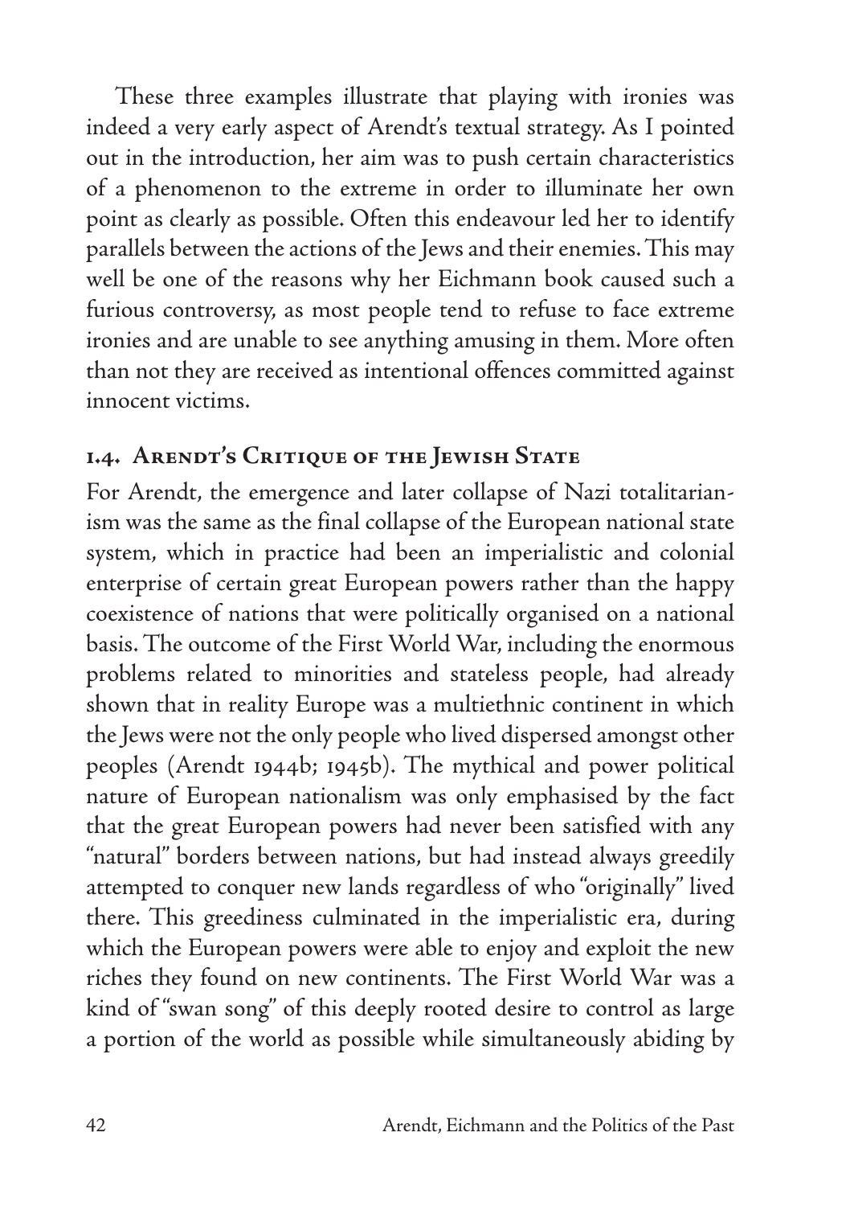These three examples illustrate that playing with ironies was indeed a very early aspect of Arendt's textual strategy. As I pointed out in the introduction, her aim was to push certain characteristics of a phenomenon to the extreme in order to illuminate her own point as clearly as possible. Often this endeavour led her to identify parallels between the actions of the Jews and their enemies. This may well be one of the reasons why her Eichmann book caused such a furious controversy, as most people tend to refuse to face extreme ironies and are unable to see anything amusing in them. More often than not they are received as intentional offences committed against innocent victims.

## 1.4. Arendt's Critique of the Jewish State

For Arendt, the emergence and later collapse of Nazi totalitarianism was the same as the final collapse of the European national state system, which in practice had been an imperialistic and colonial enterprise of certain great European powers rather than the happy coexistence of nations that were politically organised on a national basis. The outcome of the First World War, including the enormous problems related to minorities and stateless people, had already shown that in reality Europe was a multiethnic continent in which the Jews were not the only people who lived dispersed amongst other peoples (Arendt 1944b; 1945b). The mythical and power political nature of European nationalism was only emphasised by the fact that the great European powers had never been satisfied with any "natural" borders between nations, but had instead always greedily attempted to conquer new lands regardless of who "originally" lived there. This greediness culminated in the imperialistic era, during which the European powers were able to enjoy and exploit the new riches they found on new continents. The First World War was a kind of "swan song" of this deeply rooted desire to control as large a portion of the world as possible while simultaneously abiding by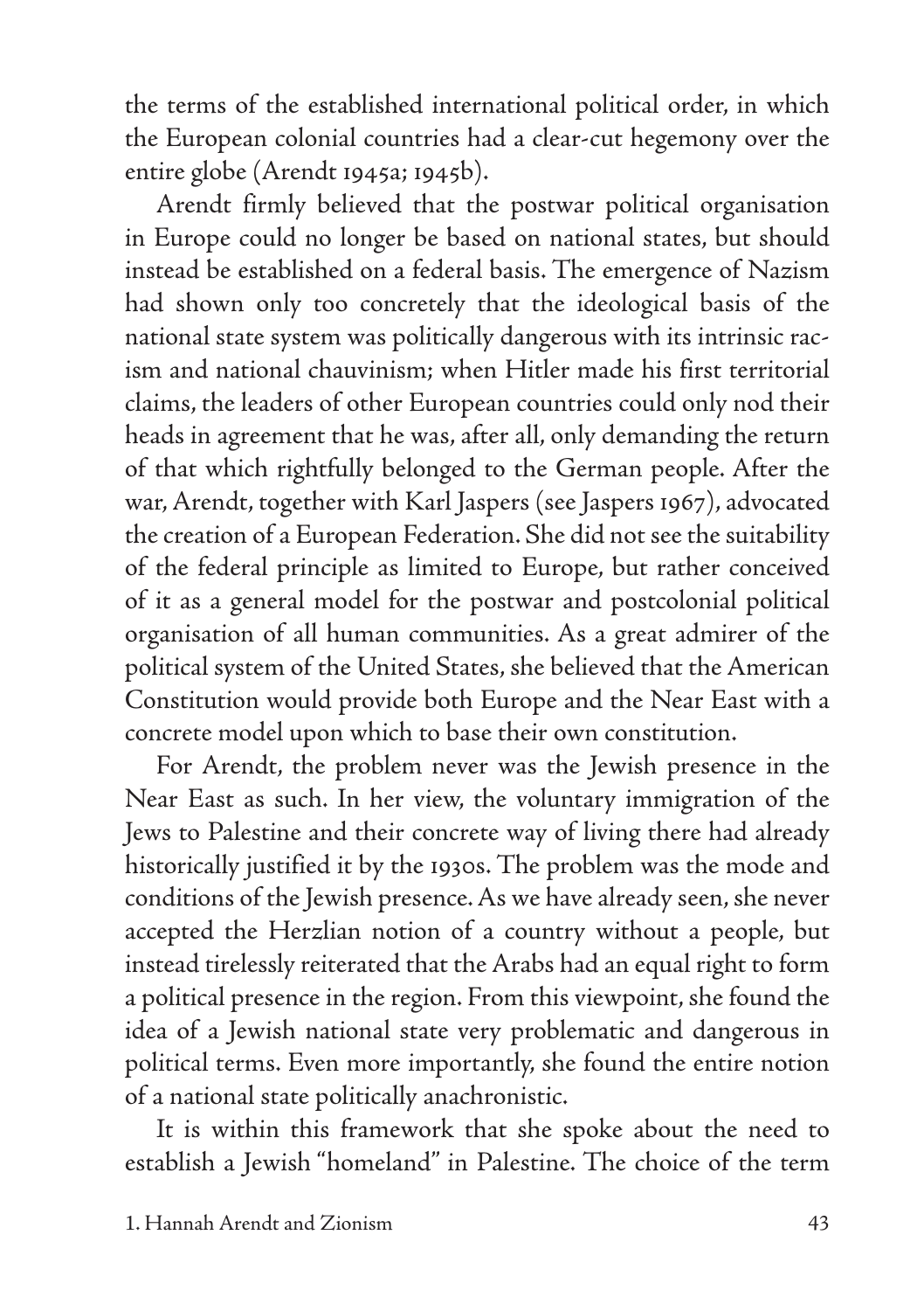the terms of the established international political order, in which the European colonial countries had a clear-cut hegemony over the entire globe (Arendt 1945a; 1945b).

Arendt firmly believed that the postwar political organisation in Europe could no longer be based on national states, but should instead be established on a federal basis. The emergence of Nazism had shown only too concretely that the ideological basis of the national state system was politically dangerous with its intrinsic racism and national chauvinism; when Hitler made his first territorial claims, the leaders of other European countries could only nod their heads in agreement that he was, after all, only demanding the return of that which rightfully belonged to the German people. After the war, Arendt, together with Karl Jaspers (see Jaspers 1967), advocated the creation of a European Federation. She did not see the suitability of the federal principle as limited to Europe, but rather conceived of it as a general model for the postwar and postcolonial political organisation of all human communities. As a great admirer of the political system of the United States, she believed that the American Constitution would provide both Europe and the Near East with a concrete model upon which to base their own constitution.

For Arendt, the problem never was the Jewish presence in the Near East as such. In her view, the voluntary immigration of the Jews to Palestine and their concrete way of living there had already historically justified it by the 1930s. The problem was the mode and conditions of the Jewish presence. As we have already seen, she never accepted the Herzlian notion of a country without a people, but instead tirelessly reiterated that the Arabs had an equal right to form a political presence in the region. From this viewpoint, she found the idea of a Jewish national state very problematic and dangerous in political terms. Even more importantly, she found the entire notion of a national state politically anachronistic.

It is within this framework that she spoke about the need to establish a Jewish "homeland" in Palestine. The choice of the term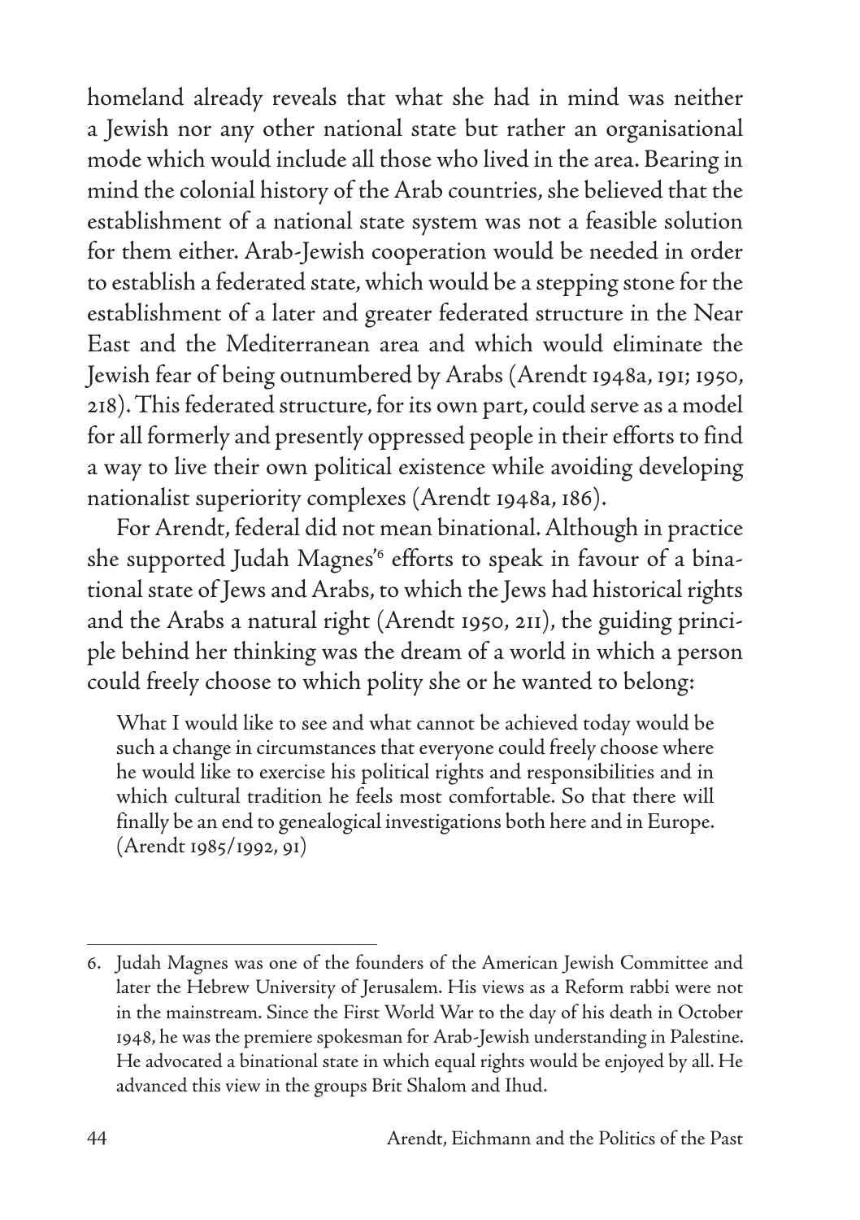homeland already reveals that what she had in mind was neither a Jewish nor any other national state but rather an organisational mode which would include all those who lived in the area. Bearing in mind the colonial history of the Arab countries, she believed that the establishment of a national state system was not a feasible solution for them either. Arab-Jewish cooperation would be needed in order to establish a federated state, which would be a stepping stone for the establishment of a later and greater federated structure in the Near East and the Mediterranean area and which would eliminate the Jewish fear of being outnumbered by Arabs (Arendt 1948a, 191; 1950, 218). This federated structure, for its own part, could serve as a model for all formerly and presently oppressed people in their efforts to find a way to live their own political existence while avoiding developing nationalist superiority complexes (Arendt 1948a, 186).

For Arendt, federal did not mean binational. Although in practice she supported Judah Magnes'[6] efforts to speak in favour of a binational state of Jews and Arabs, to which the Jews had historical rights and the Arabs a natural right (Arendt 1950, 211), the guiding principle behind her thinking was the dream of a world in which a person could freely choose to which polity she or he wanted to belong:

> What I would like to see and what cannot be achieved today would be such a change in circumstances that everyone could freely choose where he would like to exercise his political rights and responsibilities and in which cultural tradition he feels most comfortable. So that there will finally be an end to genealogical investigations both here and in Europe. (Arendt 1985/1992, 91)

---

6. Judah Magnes was one of the founders of the American Jewish Committee and later the Hebrew University of Jerusalem. His views as a Reform rabbi were not in the mainstream. Since the First World War to the day of his death in October 1948, he was the premiere spokesman for Arab-Jewish understanding in Palestine. He advocated a binational state in which equal rights would be enjoyed by all. He advanced this view in the groups Brit Shalom and Ihud.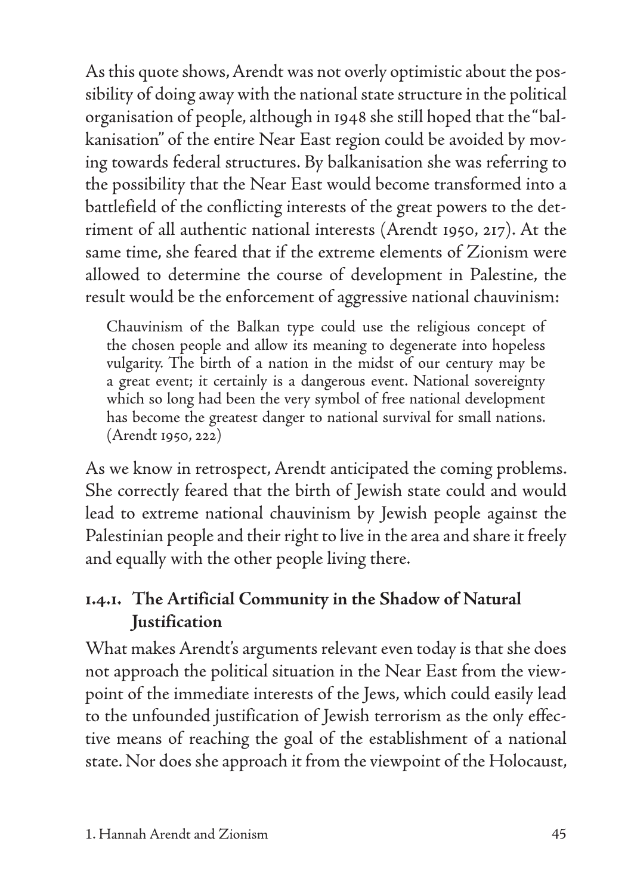As this quote shows, Arendt was not overly optimistic about the possibility of doing away with the national state structure in the political organisation of people, although in 1948 she still hoped that the "balkanisation" of the entire Near East region could be avoided by moving towards federal structures. By balkanisation she was referring to the possibility that the Near East would become transformed into a battlefield of the conflicting interests of the great powers to the detriment of all authentic national interests (Arendt 1950, 217). At the same time, she feared that if the extreme elements of Zionism were allowed to determine the course of development in Palestine, the result would be the enforcement of aggressive national chauvinism:

> Chauvinism of the Balkan type could use the religious concept of the chosen people and allow its meaning to degenerate into hopeless vulgarity. The birth of a nation in the midst of our century may be a great event; it certainly is a dangerous event. National sovereignty which so long had been the very symbol of free national development has become the greatest danger to national survival for small nations. (Arendt 1950, 222)

As we know in retrospect, Arendt anticipated the coming problems. She correctly feared that the birth of Jewish state could and would lead to extreme national chauvinism by Jewish people against the Palestinian people and their right to live in the area and share it freely and equally with the other people living there.

### 1.4.1. The Artificial Community in the Shadow of Natural Justification

What makes Arendt's arguments relevant even today is that she does not approach the political situation in the Near East from the viewpoint of the immediate interests of the Jews, which could easily lead to the unfounded justification of Jewish terrorism as the only effective means of reaching the goal of the establishment of a national state. Nor does she approach it from the viewpoint of the Holocaust,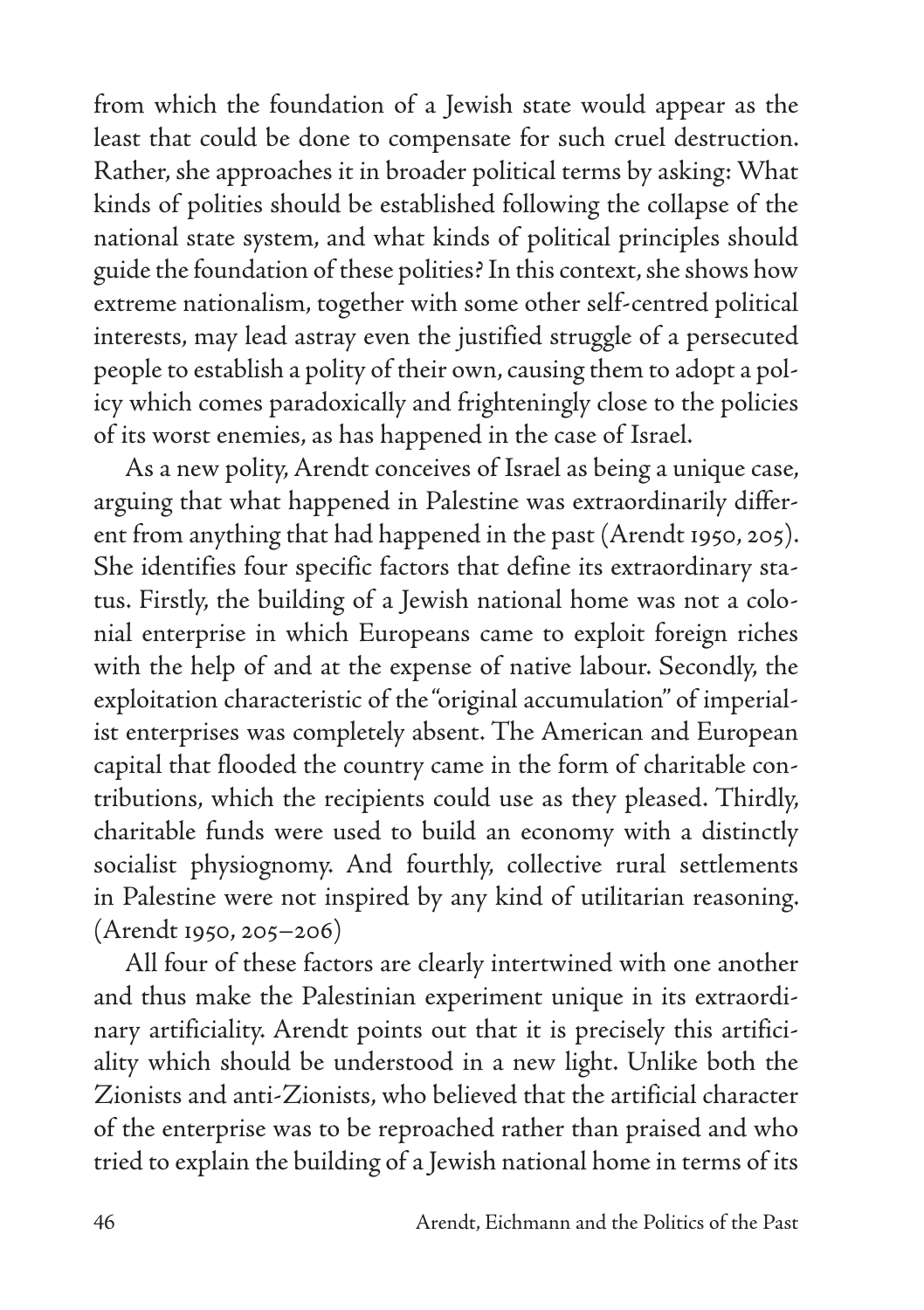from which the foundation of a Jewish state would appear as the least that could be done to compensate for such cruel destruction. Rather, she approaches it in broader political terms by asking: What kinds of polities should be established following the collapse of the national state system, and what kinds of political principles should guide the foundation of these polities? In this context, she shows how extreme nationalism, together with some other self-centred political interests, may lead astray even the justified struggle of a persecuted people to establish a polity of their own, causing them to adopt a policy which comes paradoxically and frighteningly close to the policies of its worst enemies, as has happened in the case of Israel.

As a new polity, Arendt conceives of Israel as being a unique case, arguing that what happened in Palestine was extraordinarily different from anything that had happened in the past (Arendt 1950, 205). She identifies four specific factors that define its extraordinary status. Firstly, the building of a Jewish national home was not a colonial enterprise in which Europeans came to exploit foreign riches with the help of and at the expense of native labour. Secondly, the exploitation characteristic of the "original accumulation" of imperialist enterprises was completely absent. The American and European capital that flooded the country came in the form of charitable contributions, which the recipients could use as they pleased. Thirdly, charitable funds were used to build an economy with a distinctly socialist physiognomy. And fourthly, collective rural settlements in Palestine were not inspired by any kind of utilitarian reasoning. (Arendt 1950, 205–206)

All four of these factors are clearly intertwined with one another and thus make the Palestinian experiment unique in its extraordinary artificiality. Arendt points out that it is precisely this artificiality which should be understood in a new light. Unlike both the Zionists and anti-Zionists, who believed that the artificial character of the enterprise was to be reproached rather than praised and who tried to explain the building of a Jewish national home in terms of its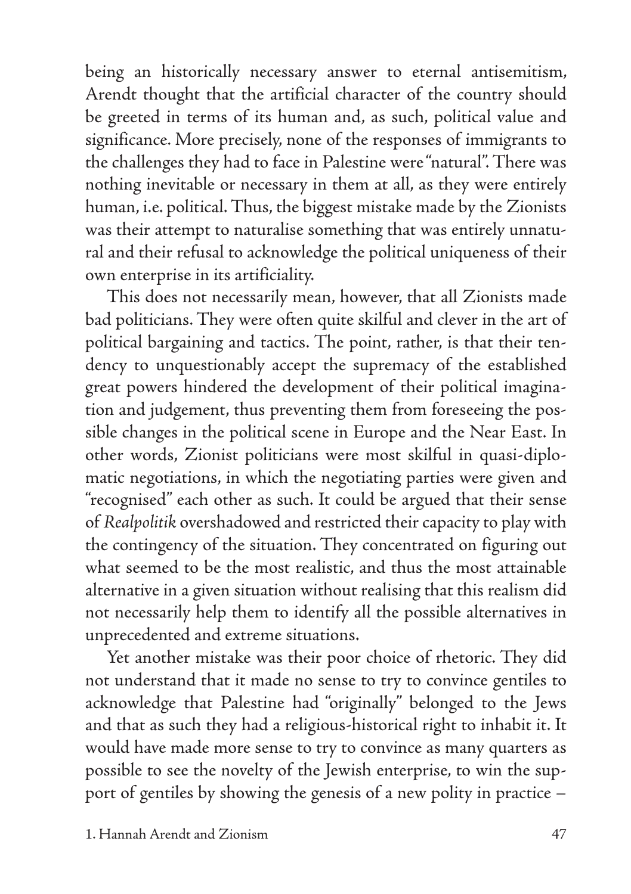being an historically necessary answer to eternal antisemitism, Arendt thought that the artificial character of the country should be greeted in terms of its human and, as such, political value and significance. More precisely, none of the responses of immigrants to the challenges they had to face in Palestine were "natural". There was nothing inevitable or necessary in them at all, as they were entirely human, i.e. political. Thus, the biggest mistake made by the Zionists was their attempt to naturalise something that was entirely unnatural and their refusal to acknowledge the political uniqueness of their own enterprise in its artificiality.

This does not necessarily mean, however, that all Zionists made bad politicians. They were often quite skilful and clever in the art of political bargaining and tactics. The point, rather, is that their tendency to unquestionably accept the supremacy of the established great powers hindered the development of their political imagination and judgement, thus preventing them from foreseeing the possible changes in the political scene in Europe and the Near East. In other words, Zionist politicians were most skilful in quasi-diplomatic negotiations, in which the negotiating parties were given and "recognised" each other as such. It could be argued that their sense of *Realpolitik* overshadowed and restricted their capacity to play with the contingency of the situation. They concentrated on figuring out what seemed to be the most realistic, and thus the most attainable alternative in a given situation without realising that this realism did not necessarily help them to identify all the possible alternatives in unprecedented and extreme situations.

Yet another mistake was their poor choice of rhetoric. They did not understand that it made no sense to try to convince gentiles to acknowledge that Palestine had "originally" belonged to the Jews and that as such they had a religious-historical right to inhabit it. It would have made more sense to try to convince as many quarters as possible to see the novelty of the Jewish enterprise, to win the support of gentiles by showing the genesis of a new polity in practice –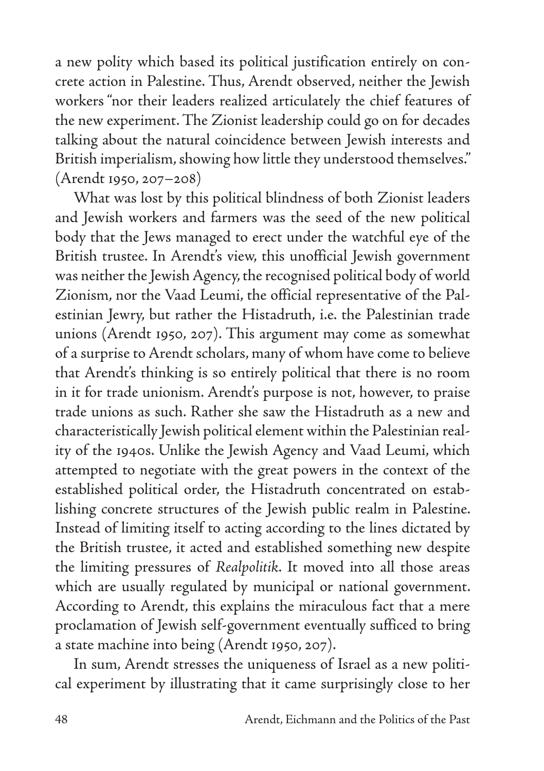a new polity which based its political justification entirely on concrete action in Palestine. Thus, Arendt observed, neither the Jewish workers "nor their leaders realized articulately the chief features of the new experiment. The Zionist leadership could go on for decades talking about the natural coincidence between Jewish interests and British imperialism, showing how little they understood themselves." (Arendt 1950, 207–208)

What was lost by this political blindness of both Zionist leaders and Jewish workers and farmers was the seed of the new political body that the Jews managed to erect under the watchful eye of the British trustee. In Arendt's view, this unofficial Jewish government was neither the Jewish Agency, the recognised political body of world Zionism, nor the Vaad Leumi, the official representative of the Palestinian Jewry, but rather the Histadruth, i.e. the Palestinian trade unions (Arendt 1950, 207). This argument may come as somewhat of a surprise to Arendt scholars, many of whom have come to believe that Arendt's thinking is so entirely political that there is no room in it for trade unionism. Arendt's purpose is not, however, to praise trade unions as such. Rather she saw the Histadruth as a new and characteristically Jewish political element within the Palestinian reality of the 1940s. Unlike the Jewish Agency and Vaad Leumi, which attempted to negotiate with the great powers in the context of the established political order, the Histadruth concentrated on establishing concrete structures of the Jewish public realm in Palestine. Instead of limiting itself to acting according to the lines dictated by the British trustee, it acted and established something new despite the limiting pressures of *Realpolitik*. It moved into all those areas which are usually regulated by municipal or national government. According to Arendt, this explains the miraculous fact that a mere proclamation of Jewish self-government eventually sufficed to bring a state machine into being (Arendt 1950, 207).

In sum, Arendt stresses the uniqueness of Israel as a new political experiment by illustrating that it came surprisingly close to her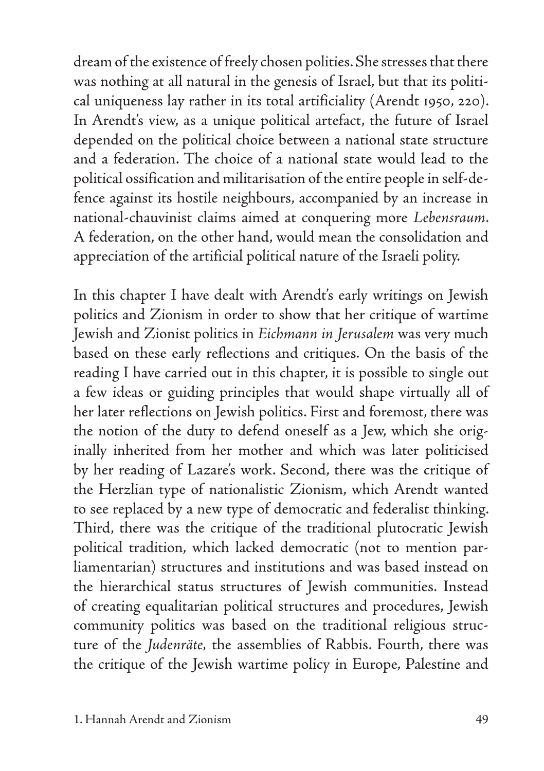dream of the existence of freely chosen polities. She stresses that there was nothing at all natural in the genesis of Israel, but that its political uniqueness lay rather in its total artificiality (Arendt 1950, 220). In Arendt's view, as a unique political artefact, the future of Israel depended on the political choice between a national state structure and a federation. The choice of a national state would lead to the political ossification and militarisation of the entire people in self-defence against its hostile neighbours, accompanied by an increase in national-chauvinist claims aimed at conquering more *Lebensraum*. A federation, on the other hand, would mean the consolidation and appreciation of the artificial political nature of the Israeli polity.

In this chapter I have dealt with Arendt's early writings on Jewish politics and Zionism in order to show that her critique of wartime Jewish and Zionist politics in *Eichmann in Jerusalem* was very much based on these early reflections and critiques. On the basis of the reading I have carried out in this chapter, it is possible to single out a few ideas or guiding principles that would shape virtually all of her later reflections on Jewish politics. First and foremost, there was the notion of the duty to defend oneself as a Jew, which she originally inherited from her mother and which was later politicised by her reading of Lazare's work. Second, there was the critique of the Herzlian type of nationalistic Zionism, which Arendt wanted to see replaced by a new type of democratic and federalist thinking. Third, there was the critique of the traditional plutocratic Jewish political tradition, which lacked democratic (not to mention parliamentarian) structures and institutions and was based instead on the hierarchical status structures of Jewish communities. Instead of creating equalitarian political structures and procedures, Jewish community politics was based on the traditional religious structure of the *Judenräte*, the assemblies of Rabbis. Fourth, there was the critique of the Jewish wartime policy in Europe, Palestine and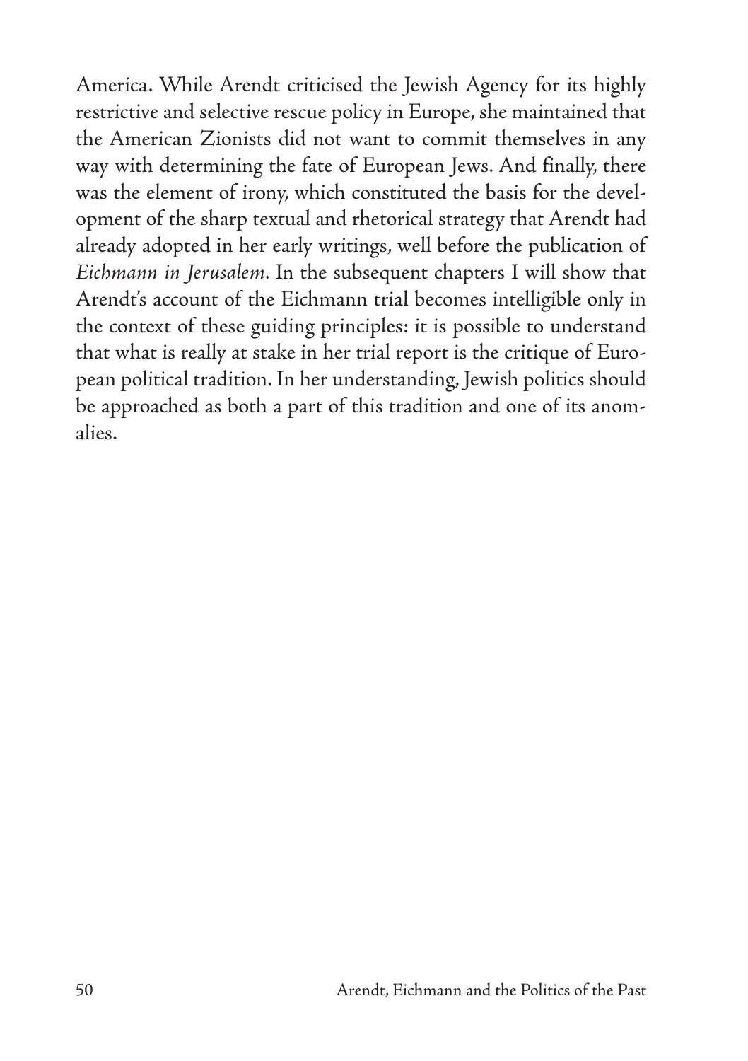America. While Arendt criticised the Jewish Agency for its highly restrictive and selective rescue policy in Europe, she maintained that the American Zionists did not want to commit themselves in any way with determining the fate of European Jews. And finally, there was the element of irony, which constituted the basis for the development of the sharp textual and rhetorical strategy that Arendt had already adopted in her early writings, well before the publication of *Eichmann in Jerusalem*. In the subsequent chapters I will show that Arendt's account of the Eichmann trial becomes intelligible only in the context of these guiding principles: it is possible to understand that what is really at stake in her trial report is the critique of European political tradition. In her understanding, Jewish politics should be approached as both a part of this tradition and one of its anomalies.